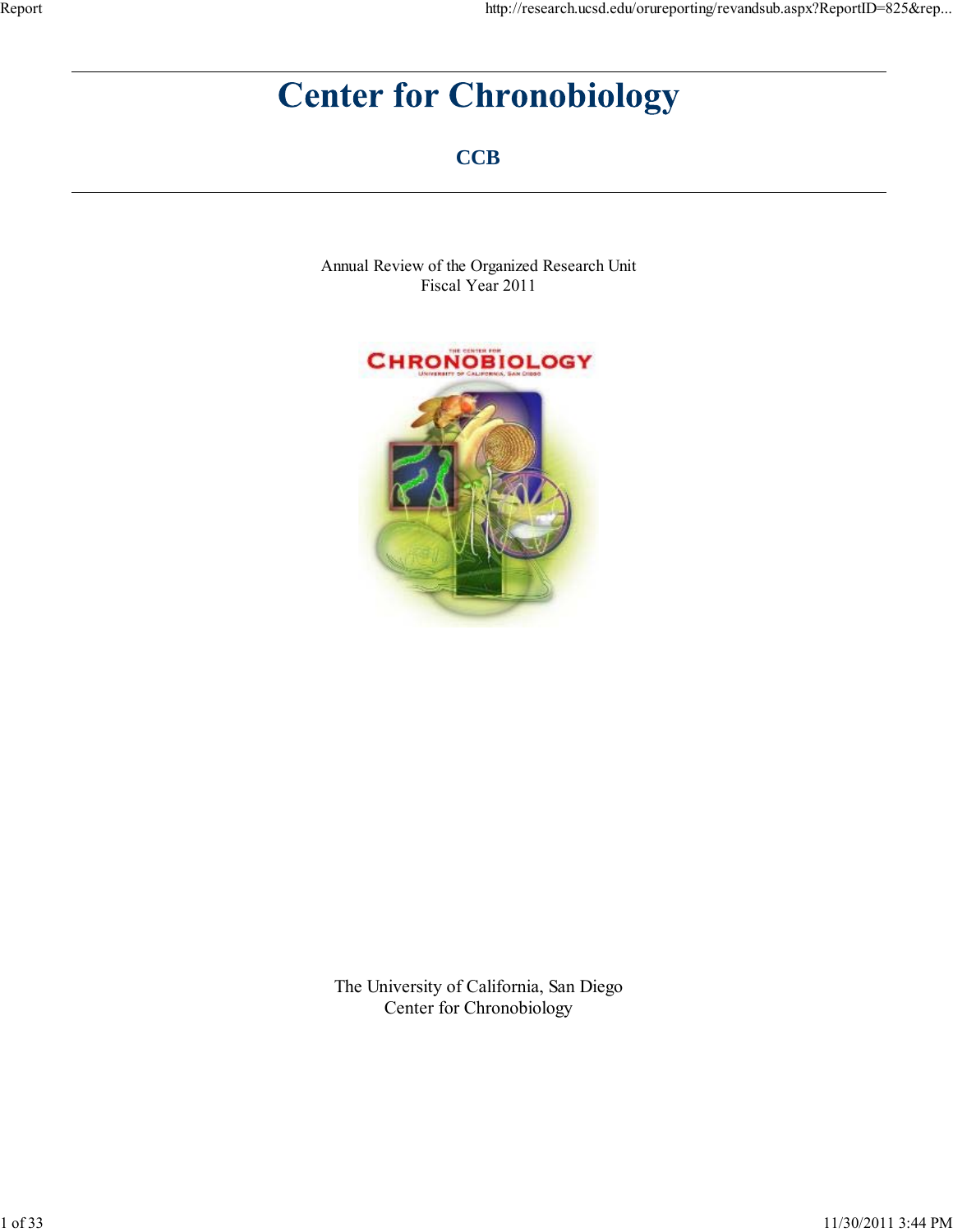# Center for Chronobiology

## CCB

Annual Review of the Organized Research Unit
Fiscal Year 2011

The University of California, San Diego
Center for Chronobiology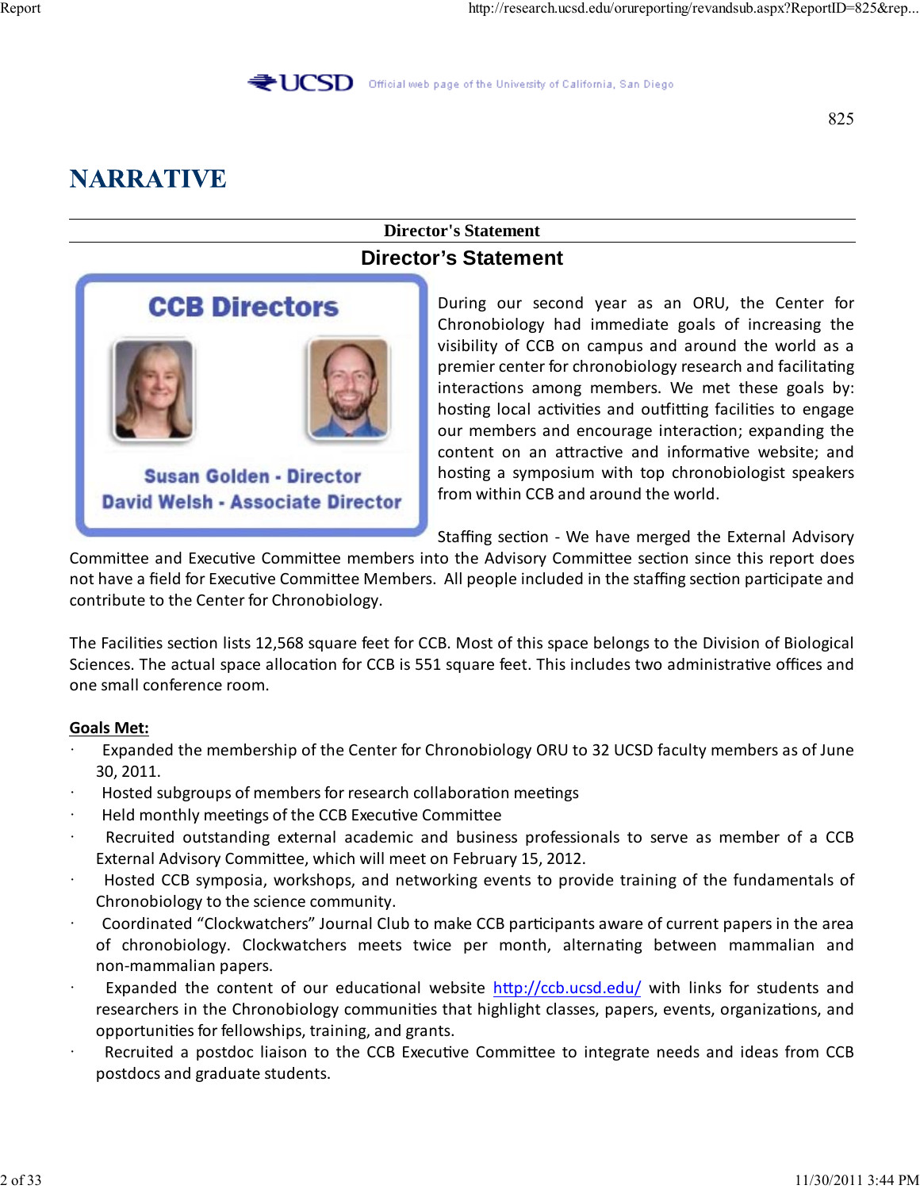# NARRATIVE

## Director's Statement

### Director's Statement

CCB Directors

Susan Golden - Director
David Welsh - Associate Director

During our second year as an ORU, the Center for Chronobiology had immediate goals of increasing the visibility of CCB on campus and around the world as a premier center for chronobiology research and facilitating interactions among members. We met these goals by: hosting local activities and outfitting facilities to engage our members and encourage interaction; expanding the content on an attractive and informative website; and hosting a symposium with top chronobiologist speakers from within CCB and around the world.

Staffing section - We have merged the External Advisory Committee and Executive Committee members into the Advisory Committee section since this report does not have a field for Executive Committee Members. All people included in the staffing section participate and contribute to the Center for Chronobiology.

The Facilities section lists 12,568 square feet for CCB. Most of this space belongs to the Division of Biological Sciences. The actual space allocation for CCB is 551 square feet. This includes two administrative offices and one small conference room.

**Goals Met:**

- Expanded the membership of the Center for Chronobiology ORU to 32 UCSD faculty members as of June 30, 2011.
- Hosted subgroups of members for research collaboration meetings
- Held monthly meetings of the CCB Executive Committee
- Recruited outstanding external academic and business professionals to serve as member of a CCB External Advisory Committee, which will meet on February 15, 2012.
- Hosted CCB symposia, workshops, and networking events to provide training of the fundamentals of Chronobiology to the science community.
- Coordinated "Clockwatchers" Journal Club to make CCB participants aware of current papers in the area of chronobiology. Clockwatchers meets twice per month, alternating between mammalian and non-mammalian papers.
- Expanded the content of our educational website http://ccb.ucsd.edu/ with links for students and researchers in the Chronobiology communities that highlight classes, papers, events, organizations, and opportunities for fellowships, training, and grants.
- Recruited a postdoc liaison to the CCB Executive Committee to integrate needs and ideas from CCB postdocs and graduate students.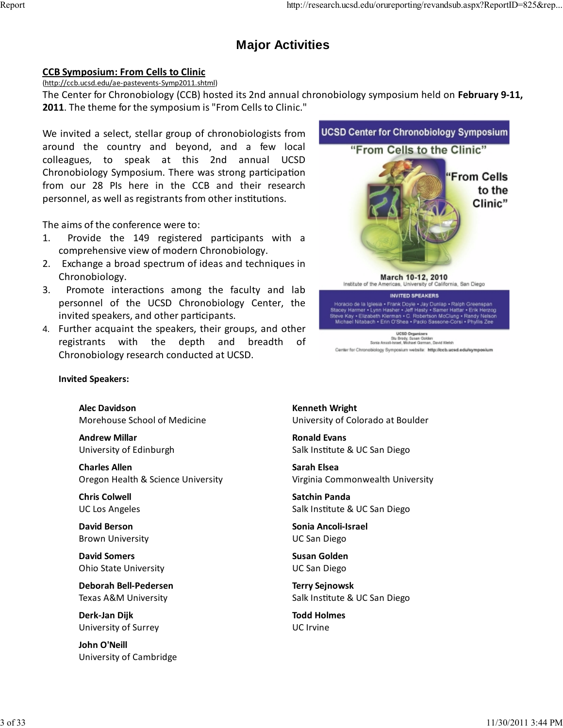# Major Activities

## CCB Symposium: From Cells to Clinic

(http://ccb.ucsd.edu/ae-pastevents-Symp2011.shtml)

The Center for Chronobiology (CCB) hosted its 2nd annual chronobiology symposium held on **February 9-11, 2011**. The theme for the symposium is "From Cells to Clinic."

We invited a select, stellar group of chronobiologists from around the country and beyond, and a few local colleagues, to speak at this 2nd annual UCSD Chronobiology Symposium. There was strong participation from our 28 PIs here in the CCB and their research personnel, as well as registrants from other institutions.

The aims of the conference were to:

1. Provide the 149 registered participants with a comprehensive view of modern Chronobiology.
2. Exchange a broad spectrum of ideas and techniques in Chronobiology.
3. Promote interactions among the faculty and lab personnel of the UCSD Chronobiology Center, the invited speakers, and other participants.
4. Further acquaint the speakers, their groups, and other registrants with the depth and breadth of Chronobiology research conducted at UCSD.

**Invited Speakers:**

**Alec Davidson**
Morehouse School of Medicine

**Andrew Millar**
University of Edinburgh

**Charles Allen**
Oregon Health & Science University

**Chris Colwell**
UC Los Angeles

**David Berson**
Brown University

**David Somers**
Ohio State University

**Deborah Bell-Pedersen**
Texas A&M University

**Derk-Jan Dijk**
University of Surrey

**John O'Neill**
University of Cambridge

**Kenneth Wright**
University of Colorado at Boulder

**Ronald Evans**
Salk Institute & UC San Diego

**Sarah Elsea**
Virginia Commonwealth University

**Satchin Panda**
Salk Institute & UC San Diego

**Sonia Ancoli-Israel**
UC San Diego

**Susan Golden**
UC San Diego

**Terry Sejnowsk**
Salk Institute & UC San Diego

**Todd Holmes**
UC Irvine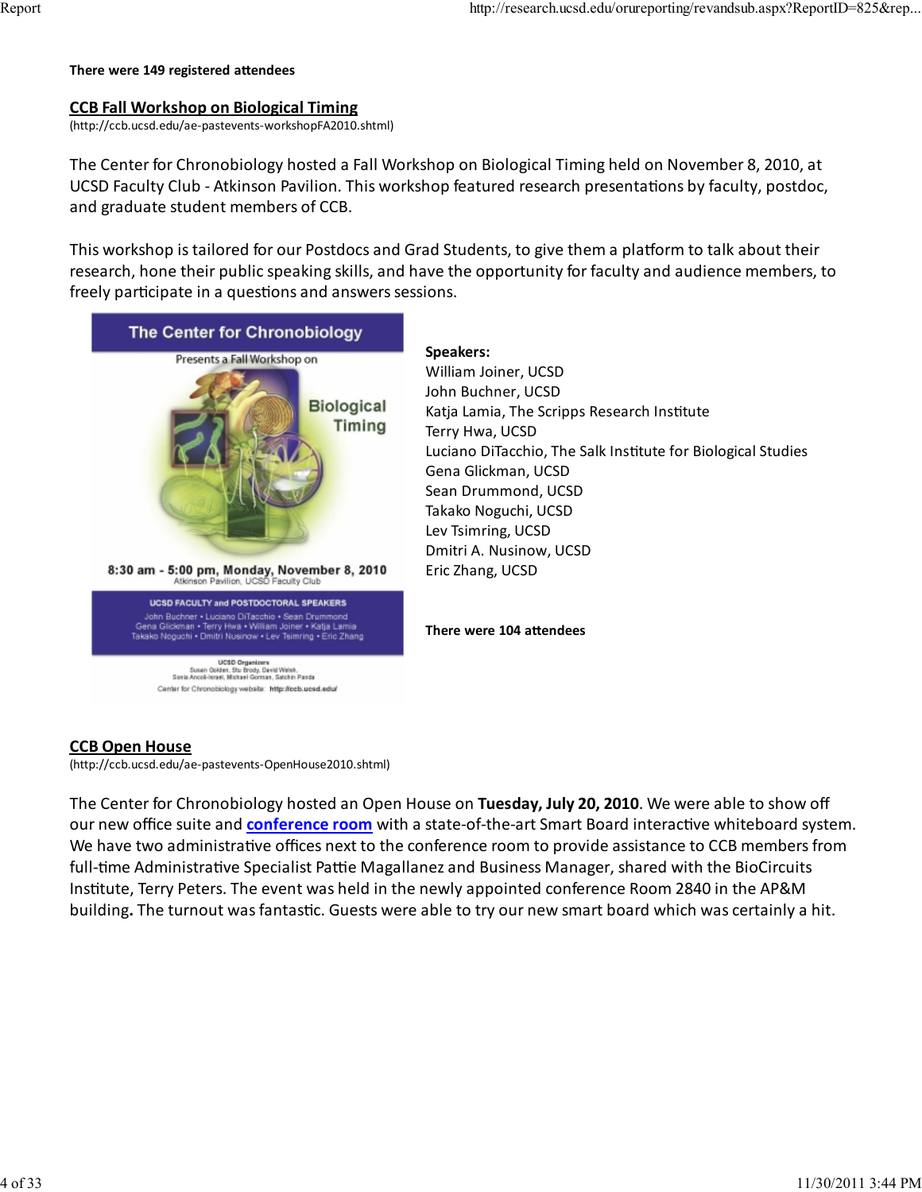**There were 149 registered attendees**

## CCB Fall Workshop on Biological Timing

(http://ccb.ucsd.edu/ae-pastevents-workshopFA2010.shtml)

The Center for Chronobiology hosted a Fall Workshop on Biological Timing held on November 8, 2010, at UCSD Faculty Club - Atkinson Pavilion. This workshop featured research presentations by faculty, postdoc, and graduate student members of CCB.

This workshop is tailored for our Postdocs and Grad Students, to give them a platform to talk about their research, hone their public speaking skills, and have the opportunity for faculty and audience members, to freely participate in a questions and answers sessions.

The Center for Chronobiology

Presents a Fall Workshop on

Biological Timing

8:30 am - 5:00 pm, Monday, November 8, 2010

Atkinson Pavilion, UCSD Faculty Club

UCSD FACULTY and POSTDOCTORAL SPEAKERS

John Buchner • Luciano DiTacchio • Sean Drummond
Gena Glickman • Terry Hwa • William Joiner • Katja Lamia
Takako Noguchi • Dmitri Nusinow • Lev Tsimring • Eric Zhang

UCSD Organizers

Susan Golden, Stu Brody, David Welsh,
Sonia Ancoli-Israel, Michael Gorman, Satchin Panda

Center for Chronobiology website: http://ccb.ucsd.edu/

**Speakers:**

William Joiner, UCSD
John Buchner, UCSD
Katja Lamia, The Scripps Research Institute
Terry Hwa, UCSD
Luciano DiTacchio, The Salk Institute for Biological Studies
Gena Glickman, UCSD
Sean Drummond, UCSD
Takako Noguchi, UCSD
Lev Tsimring, UCSD
Dmitri A. Nusinow, UCSD
Eric Zhang, UCSD

**There were 104 attendees**

## CCB Open House

(http://ccb.ucsd.edu/ae-pastevents-OpenHouse2010.shtml)

The Center for Chronobiology hosted an Open House on **Tuesday, July 20, 2010**. We were able to show off our new office suite and **conference room** with a state-of-the-art Smart Board interactive whiteboard system. We have two administrative offices next to the conference room to provide assistance to CCB members from full-time Administrative Specialist Pattie Magallanez and Business Manager, shared with the BioCircuits Institute, Terry Peters. The event was held in the newly appointed conference Room 2840 in the AP&M building**.** The turnout was fantastic. Guests were able to try our new smart board which was certainly a hit.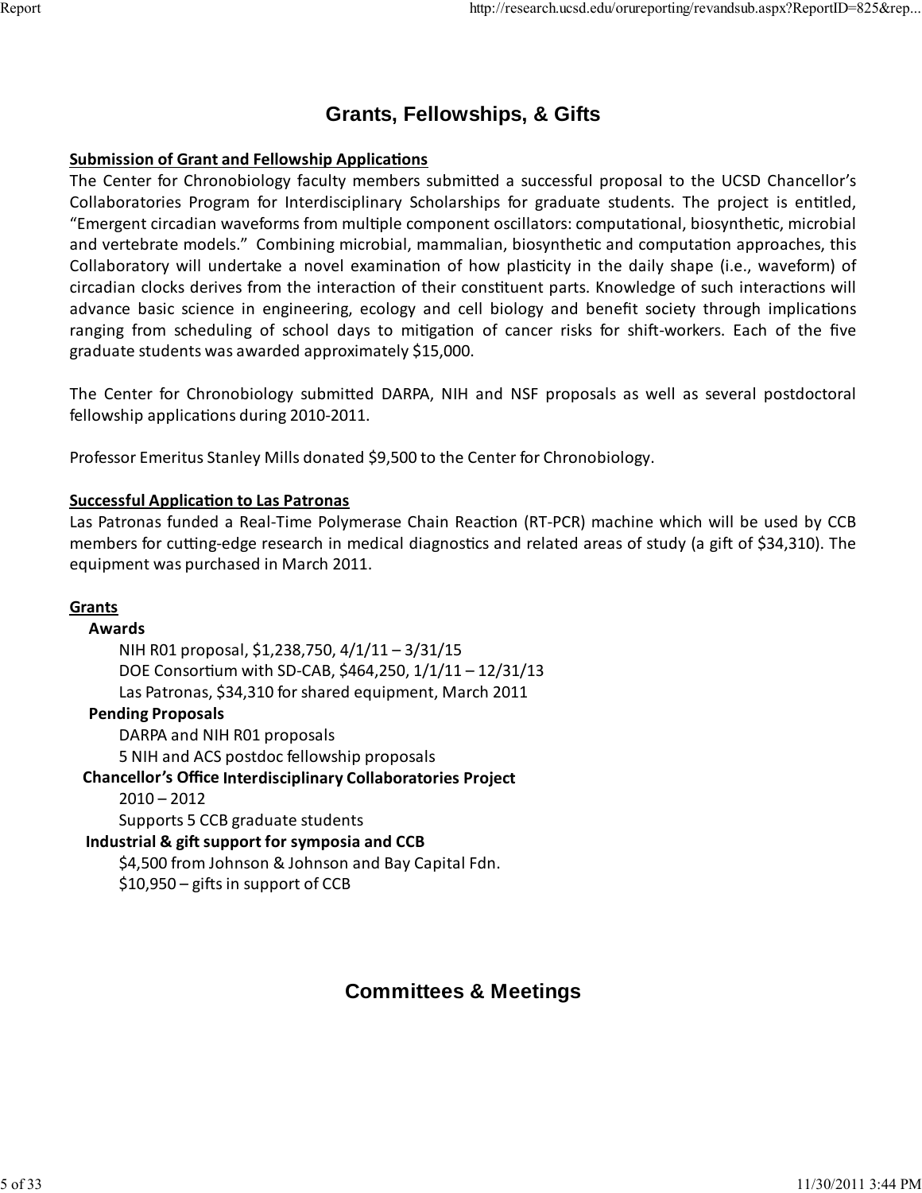## Grants, Fellowships, & Gifts

**Submission of Grant and Fellowship Applications**

The Center for Chronobiology faculty members submitted a successful proposal to the UCSD Chancellor's Collaboratories Program for Interdisciplinary Scholarships for graduate students. The project is entitled, "Emergent circadian waveforms from multiple component oscillators: computational, biosynthetic, microbial and vertebrate models." Combining microbial, mammalian, biosynthetic and computation approaches, this Collaboratory will undertake a novel examination of how plasticity in the daily shape (i.e., waveform) of circadian clocks derives from the interaction of their constituent parts. Knowledge of such interactions will advance basic science in engineering, ecology and cell biology and benefit society through implications ranging from scheduling of school days to mitigation of cancer risks for shift-workers. Each of the five graduate students was awarded approximately $15,000.

The Center for Chronobiology submitted DARPA, NIH and NSF proposals as well as several postdoctoral fellowship applications during 2010-2011.

Professor Emeritus Stanley Mills donated $9,500 to the Center for Chronobiology.

**Successful Application to Las Patronas**

Las Patronas funded a Real-Time Polymerase Chain Reaction (RT-PCR) machine which will be used by CCB members for cutting-edge research in medical diagnostics and related areas of study (a gift of $34,310). The equipment was purchased in March 2011.

**Grants**

**Awards**

- NIH R01 proposal, $1,238,750, 4/1/11 – 3/31/15
- DOE Consortium with SD-CAB, $464,250, 1/1/11 – 12/31/13
- Las Patronas, $34,310 for shared equipment, March 2011

**Pending Proposals**

- DARPA and NIH R01 proposals
- 5 NIH and ACS postdoc fellowship proposals

**Chancellor's Office Interdisciplinary Collaboratories Project**

- 2010 – 2012
- Supports 5 CCB graduate students

**Industrial & gift support for symposia and CCB**

- $4,500 from Johnson & Johnson and Bay Capital Fdn.
- $10,950 – gifts in support of CCB

## Committees & Meetings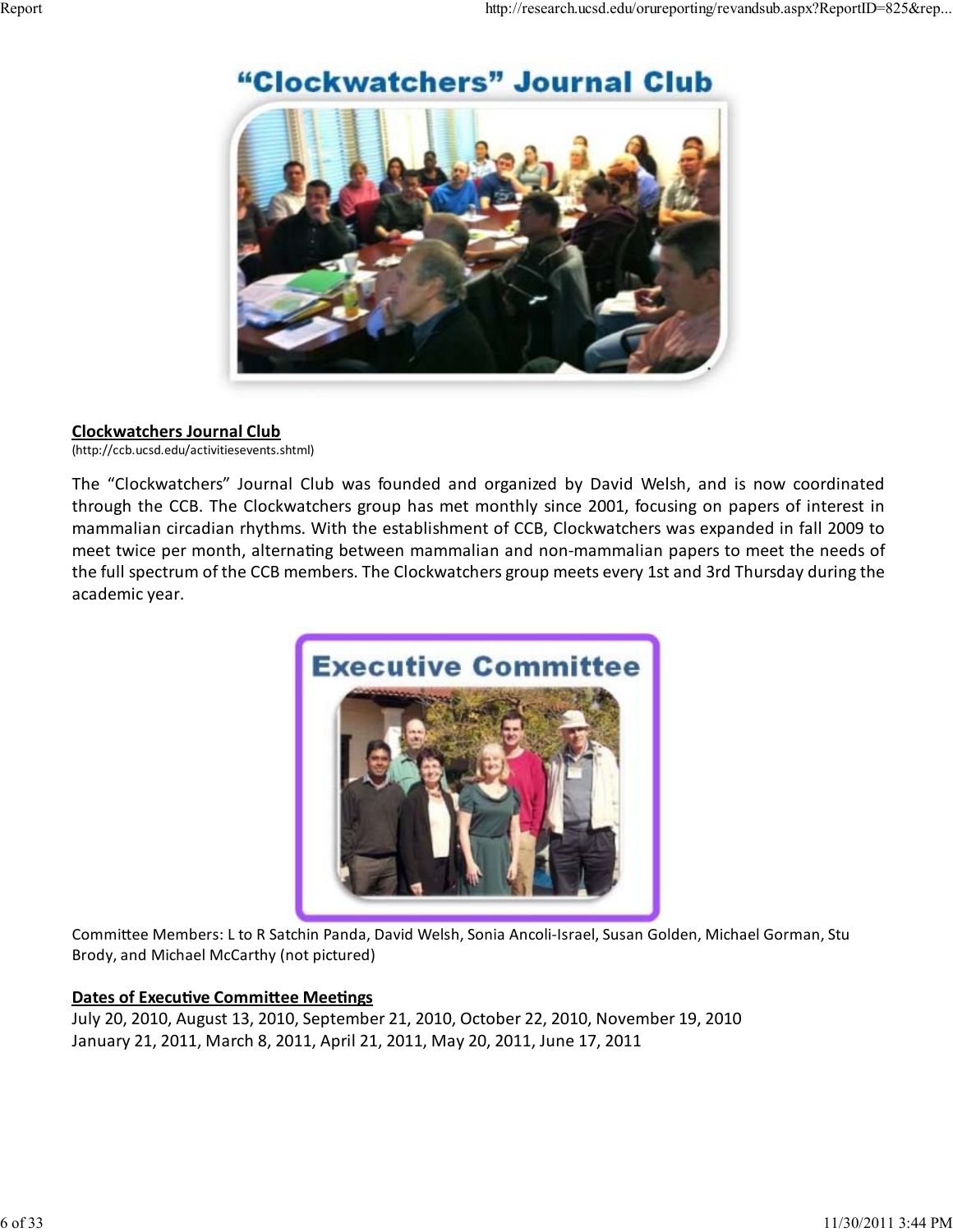**Clockwatchers Journal Club**
(http://ccb.ucsd.edu/activitiesevents.shtml)

The "Clockwatchers" Journal Club was founded and organized by David Welsh, and is now coordinated through the CCB. The Clockwatchers group has met monthly since 2001, focusing on papers of interest in mammalian circadian rhythms. With the establishment of CCB, Clockwatchers was expanded in fall 2009 to meet twice per month, alternating between mammalian and non-mammalian papers to meet the needs of the full spectrum of the CCB members. The Clockwatchers group meets every 1st and 3rd Thursday during the academic year.

Committee Members: L to R Satchin Panda, David Welsh, Sonia Ancoli-Israel, Susan Golden, Michael Gorman, Stu Brody, and Michael McCarthy (not pictured)

**Dates of Executive Committee Meetings**

July 20, 2010, August 13, 2010, September 21, 2010, October 22, 2010, November 19, 2010
January 21, 2011, March 8, 2011, April 21, 2011, May 20, 2011, June 17, 2011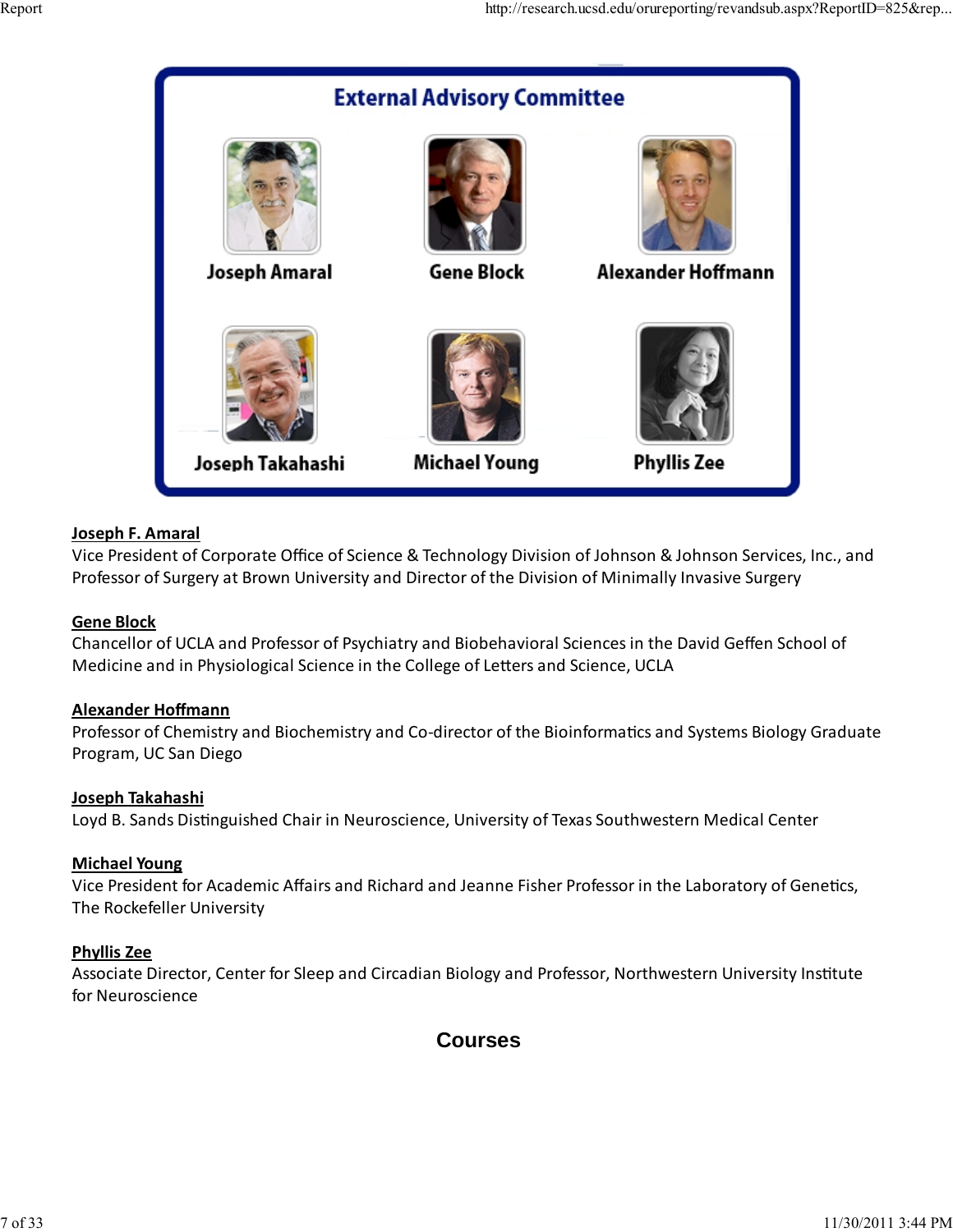## External Advisory Committee

Joseph Amaral — Gene Block — Alexander Hoffmann

Joseph Takahashi — Michael Young — Phyllis Zee

**Joseph F. Amaral**
Vice President of Corporate Office of Science & Technology Division of Johnson & Johnson Services, Inc., and Professor of Surgery at Brown University and Director of the Division of Minimally Invasive Surgery

**Gene Block**
Chancellor of UCLA and Professor of Psychiatry and Biobehavioral Sciences in the David Geffen School of Medicine and in Physiological Science in the College of Letters and Science, UCLA

**Alexander Hoffmann**
Professor of Chemistry and Biochemistry and Co-director of the Bioinformatics and Systems Biology Graduate Program, UC San Diego

**Joseph Takahashi**
Loyd B. Sands Distinguished Chair in Neuroscience, University of Texas Southwestern Medical Center

**Michael Young**
Vice President for Academic Affairs and Richard and Jeanne Fisher Professor in the Laboratory of Genetics, The Rockefeller University

**Phyllis Zee**
Associate Director, Center for Sleep and Circadian Biology and Professor, Northwestern University Institute for Neuroscience

## Courses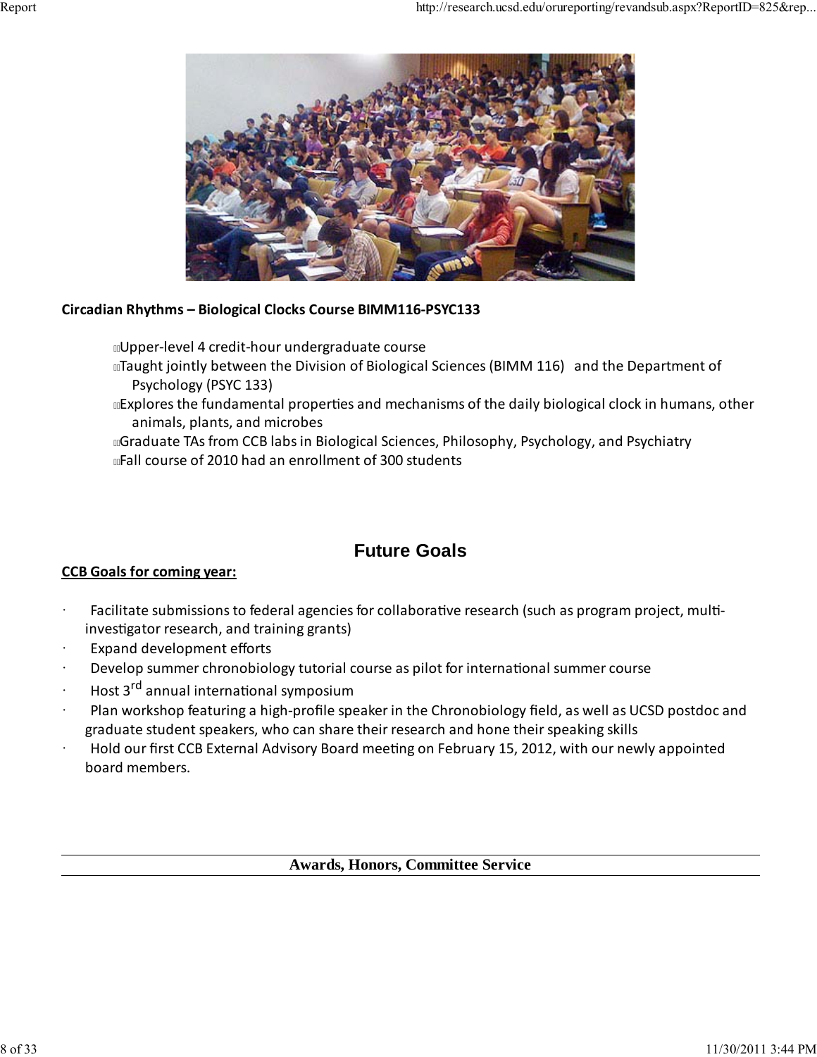**Circadian Rhythms – Biological Clocks Course BIMM116-PSYC133**

- Upper-level 4 credit-hour undergraduate course
- Taught jointly between the Division of Biological Sciences (BIMM 116) and the Department of Psychology (PSYC 133)
- Explores the fundamental properties and mechanisms of the daily biological clock in humans, other animals, plants, and microbes
- Graduate TAs from CCB labs in Biological Sciences, Philosophy, Psychology, and Psychiatry
- Fall course of 2010 had an enrollment of 300 students

## Future Goals

**CCB Goals for coming year:**

- Facilitate submissions to federal agencies for collaborative research (such as program project, multi-investigator research, and training grants)
- Expand development efforts
- Develop summer chronobiology tutorial course as pilot for international summer course
- Host 3rd annual international symposium
- Plan workshop featuring a high-profile speaker in the Chronobiology field, as well as UCSD postdoc and graduate student speakers, who can share their research and hone their speaking skills
- Hold our first CCB External Advisory Board meeting on February 15, 2012, with our newly appointed board members.

## Awards, Honors, Committee Service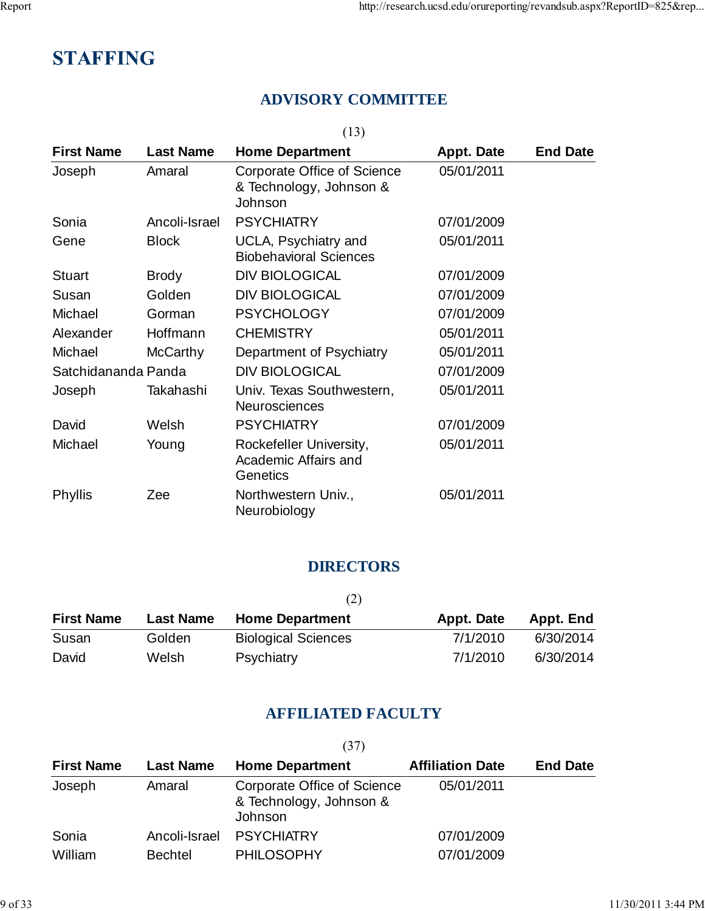# STAFFING

## ADVISORY COMMITTEE

(13)

| First Name | Last Name | Home Department | Appt. Date | End Date |
|---|---|---|---|---|
| Joseph | Amaral | Corporate Office of Science & Technology, Johnson & Johnson | 05/01/2011 | |
| Sonia | Ancoli-Israel | PSYCHIATRY | 07/01/2009 | |
| Gene | Block | UCLA, Psychiatry and Biobehavioral Sciences | 05/01/2011 | |
| Stuart | Brody | DIV BIOLOGICAL | 07/01/2009 | |
| Susan | Golden | DIV BIOLOGICAL | 07/01/2009 | |
| Michael | Gorman | PSYCHOLOGY | 07/01/2009 | |
| Alexander | Hoffmann | CHEMISTRY | 05/01/2011 | |
| Michael | McCarthy | Department of Psychiatry | 05/01/2011 | |
| Satchidananda | Panda | DIV BIOLOGICAL | 07/01/2009 | |
| Joseph | Takahashi | Univ. Texas Southwestern, Neurosciences | 05/01/2011 | |
| David | Welsh | PSYCHIATRY | 07/01/2009 | |
| Michael | Young | Rockefeller University, Academic Affairs and Genetics | 05/01/2011 | |
| Phyllis | Zee | Northwestern Univ., Neurobiology | 05/01/2011 | |

## DIRECTORS

(2)

| First Name | Last Name | Home Department | Appt. Date | Appt. End |
|---|---|---|---|---|
| Susan | Golden | Biological Sciences | 7/1/2010 | 6/30/2014 |
| David | Welsh | Psychiatry | 7/1/2010 | 6/30/2014 |

## AFFILIATED FACULTY

(37)

| First Name | Last Name | Home Department | Affiliation Date | End Date |
|---|---|---|---|---|
| Joseph | Amaral | Corporate Office of Science & Technology, Johnson & Johnson | 05/01/2011 | |
| Sonia | Ancoli-Israel | PSYCHIATRY | 07/01/2009 | |
| William | Bechtel | PHILOSOPHY | 07/01/2009 | |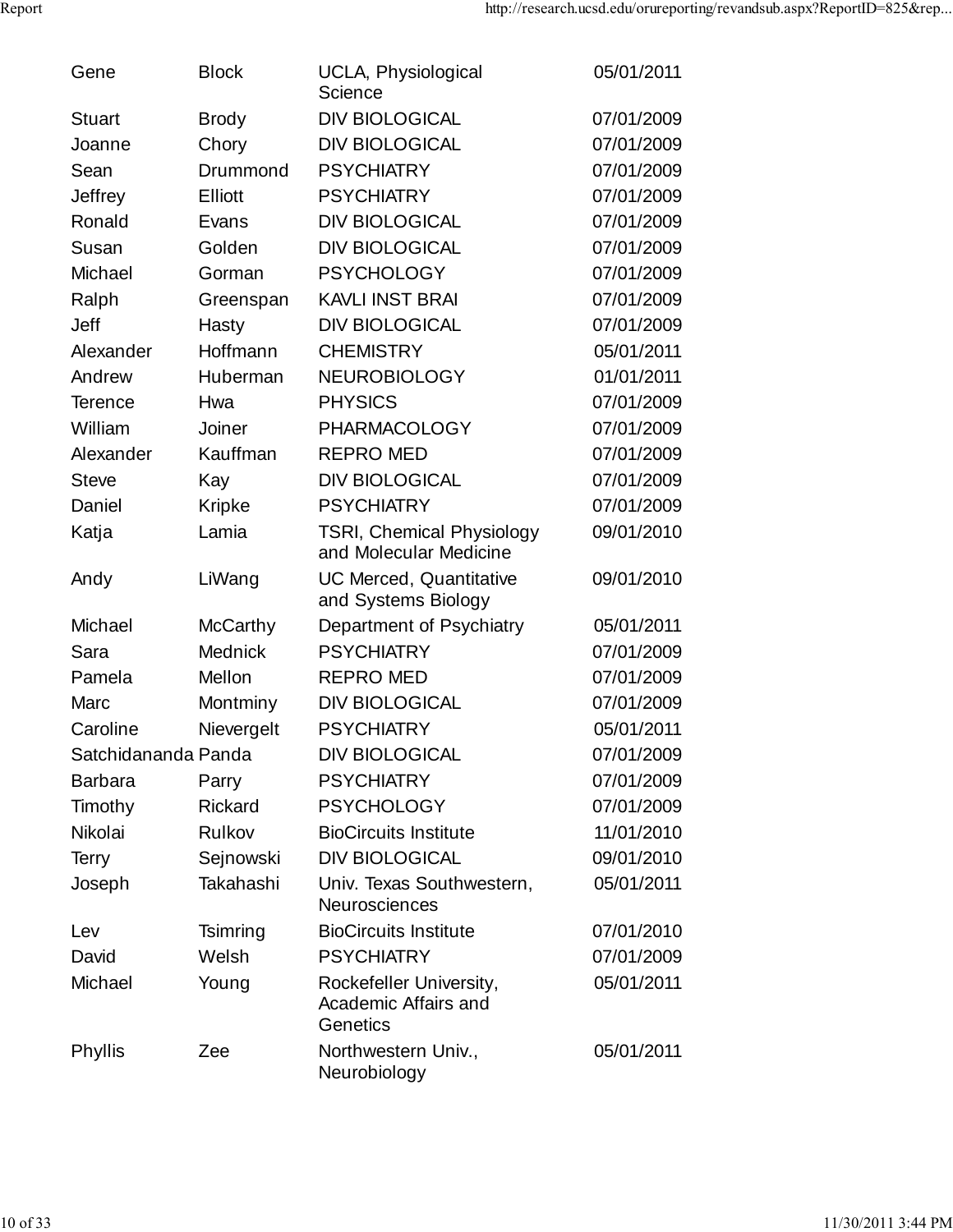| | | | |
|---|---|---|---|
| Gene | Block | UCLA, Physiological Science | 05/01/2011 |
| Stuart | Brody | DIV BIOLOGICAL | 07/01/2009 |
| Joanne | Chory | DIV BIOLOGICAL | 07/01/2009 |
| Sean | Drummond | PSYCHIATRY | 07/01/2009 |
| Jeffrey | Elliott | PSYCHIATRY | 07/01/2009 |
| Ronald | Evans | DIV BIOLOGICAL | 07/01/2009 |
| Susan | Golden | DIV BIOLOGICAL | 07/01/2009 |
| Michael | Gorman | PSYCHOLOGY | 07/01/2009 |
| Ralph | Greenspan | KAVLI INST BRAI | 07/01/2009 |
| Jeff | Hasty | DIV BIOLOGICAL | 07/01/2009 |
| Alexander | Hoffmann | CHEMISTRY | 05/01/2011 |
| Andrew | Huberman | NEUROBIOLOGY | 01/01/2011 |
| Terence | Hwa | PHYSICS | 07/01/2009 |
| William | Joiner | PHARMACOLOGY | 07/01/2009 |
| Alexander | Kauffman | REPRO MED | 07/01/2009 |
| Steve | Kay | DIV BIOLOGICAL | 07/01/2009 |
| Daniel | Kripke | PSYCHIATRY | 07/01/2009 |
| Katja | Lamia | TSRI, Chemical Physiology and Molecular Medicine | 09/01/2010 |
| Andy | LiWang | UC Merced, Quantitative and Systems Biology | 09/01/2010 |
| Michael | McCarthy | Department of Psychiatry | 05/01/2011 |
| Sara | Mednick | PSYCHIATRY | 07/01/2009 |
| Pamela | Mellon | REPRO MED | 07/01/2009 |
| Marc | Montminy | DIV BIOLOGICAL | 07/01/2009 |
| Caroline | Nievergelt | PSYCHIATRY | 05/01/2011 |
| Satchidananda | Panda | DIV BIOLOGICAL | 07/01/2009 |
| Barbara | Parry | PSYCHIATRY | 07/01/2009 |
| Timothy | Rickard | PSYCHOLOGY | 07/01/2009 |
| Nikolai | Rulkov | BioCircuits Institute | 11/01/2010 |
| Terry | Sejnowski | DIV BIOLOGICAL | 09/01/2010 |
| Joseph | Takahashi | Univ. Texas Southwestern, Neurosciences | 05/01/2011 |
| Lev | Tsimring | BioCircuits Institute | 07/01/2010 |
| David | Welsh | PSYCHIATRY | 07/01/2009 |
| Michael | Young | Rockefeller University, Academic Affairs and Genetics | 05/01/2011 |
| Phyllis | Zee | Northwestern Univ., Neurobiology | 05/01/2011 |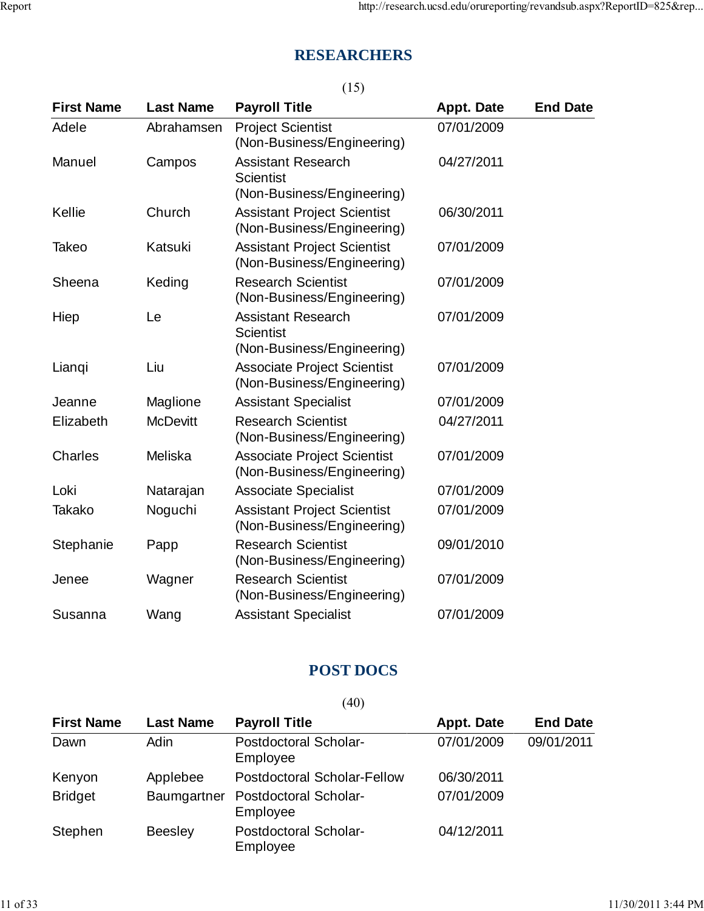## RESEARCHERS

(15)

| First Name | Last Name | Payroll Title | Appt. Date | End Date |
|---|---|---|---|---|
| Adele | Abrahamsen | Project Scientist (Non-Business/Engineering) | 07/01/2009 | |
| Manuel | Campos | Assistant Research Scientist (Non-Business/Engineering) | 04/27/2011 | |
| Kellie | Church | Assistant Project Scientist (Non-Business/Engineering) | 06/30/2011 | |
| Takeo | Katsuki | Assistant Project Scientist (Non-Business/Engineering) | 07/01/2009 | |
| Sheena | Keding | Research Scientist (Non-Business/Engineering) | 07/01/2009 | |
| Hiep | Le | Assistant Research Scientist (Non-Business/Engineering) | 07/01/2009 | |
| Lianqi | Liu | Associate Project Scientist (Non-Business/Engineering) | 07/01/2009 | |
| Jeanne | Maglione | Assistant Specialist | 07/01/2009 | |
| Elizabeth | McDevitt | Research Scientist (Non-Business/Engineering) | 04/27/2011 | |
| Charles | Meliska | Associate Project Scientist (Non-Business/Engineering) | 07/01/2009 | |
| Loki | Natarajan | Associate Specialist | 07/01/2009 | |
| Takako | Noguchi | Assistant Project Scientist (Non-Business/Engineering) | 07/01/2009 | |
| Stephanie | Papp | Research Scientist (Non-Business/Engineering) | 09/01/2010 | |
| Jenee | Wagner | Research Scientist (Non-Business/Engineering) | 07/01/2009 | |
| Susanna | Wang | Assistant Specialist | 07/01/2009 | |

## POST DOCS

(40)

| First Name | Last Name | Payroll Title | Appt. Date | End Date |
|---|---|---|---|---|
| Dawn | Adin | Postdoctoral Scholar-Employee | 07/01/2009 | 09/01/2011 |
| Kenyon | Applebee | Postdoctoral Scholar-Fellow | 06/30/2011 | |
| Bridget | Baumgartner | Postdoctoral Scholar-Employee | 07/01/2009 | |
| Stephen | Beesley | Postdoctoral Scholar-Employee | 04/12/2011 | |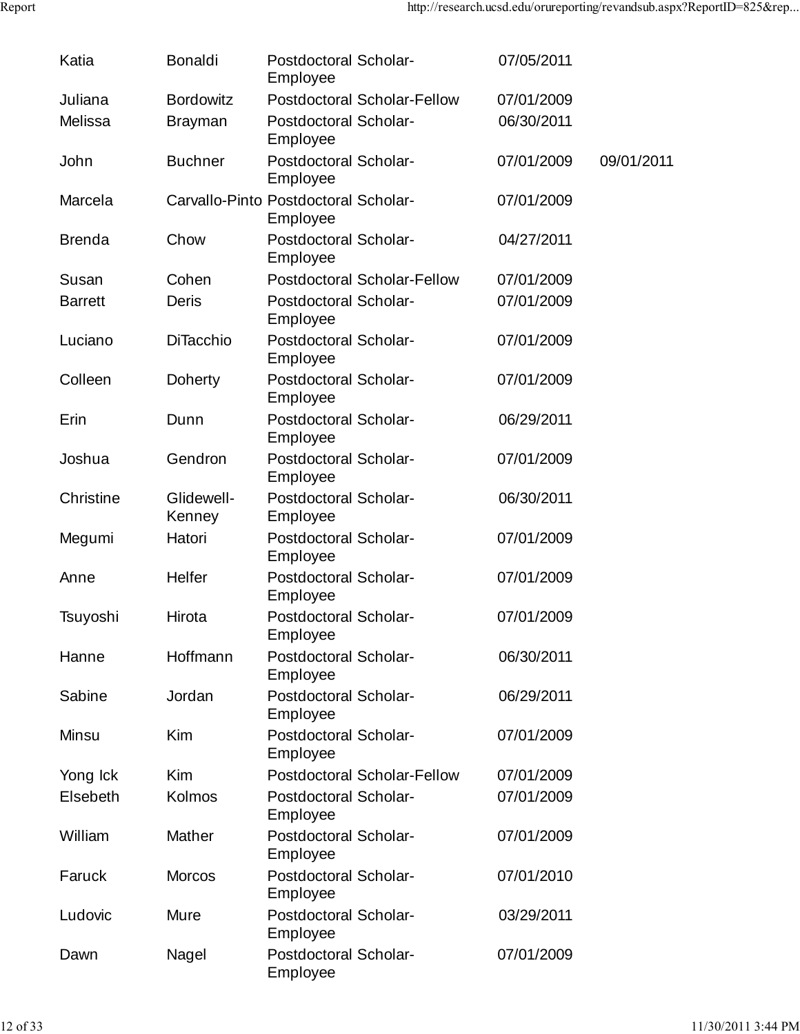| | | | | |
|---|---|---|---|---|
| Katia | Bonaldi | Postdoctoral Scholar-Employee | 07/05/2011 | |
| Juliana | Bordowitz | Postdoctoral Scholar-Fellow | 07/01/2009 | |
| Melissa | Brayman | Postdoctoral Scholar-Employee | 06/30/2011 | |
| John | Buchner | Postdoctoral Scholar-Employee | 07/01/2009 | 09/01/2011 |
| Marcela | Carvallo-Pinto | Postdoctoral Scholar-Employee | 07/01/2009 | |
| Brenda | Chow | Postdoctoral Scholar-Employee | 04/27/2011 | |
| Susan | Cohen | Postdoctoral Scholar-Fellow | 07/01/2009 | |
| Barrett | Deris | Postdoctoral Scholar-Employee | 07/01/2009 | |
| Luciano | DiTacchio | Postdoctoral Scholar-Employee | 07/01/2009 | |
| Colleen | Doherty | Postdoctoral Scholar-Employee | 07/01/2009 | |
| Erin | Dunn | Postdoctoral Scholar-Employee | 06/29/2011 | |
| Joshua | Gendron | Postdoctoral Scholar-Employee | 07/01/2009 | |
| Christine | Glidewell-Kenney | Postdoctoral Scholar-Employee | 06/30/2011 | |
| Megumi | Hatori | Postdoctoral Scholar-Employee | 07/01/2009 | |
| Anne | Helfer | Postdoctoral Scholar-Employee | 07/01/2009 | |
| Tsuyoshi | Hirota | Postdoctoral Scholar-Employee | 07/01/2009 | |
| Hanne | Hoffmann | Postdoctoral Scholar-Employee | 06/30/2011 | |
| Sabine | Jordan | Postdoctoral Scholar-Employee | 06/29/2011 | |
| Minsu | Kim | Postdoctoral Scholar-Employee | 07/01/2009 | |
| Yong Ick | Kim | Postdoctoral Scholar-Fellow | 07/01/2009 | |
| Elsebeth | Kolmos | Postdoctoral Scholar-Employee | 07/01/2009 | |
| William | Mather | Postdoctoral Scholar-Employee | 07/01/2009 | |
| Faruck | Morcos | Postdoctoral Scholar-Employee | 07/01/2010 | |
| Ludovic | Mure | Postdoctoral Scholar-Employee | 03/29/2011 | |
| Dawn | Nagel | Postdoctoral Scholar-Employee | 07/01/2009 | |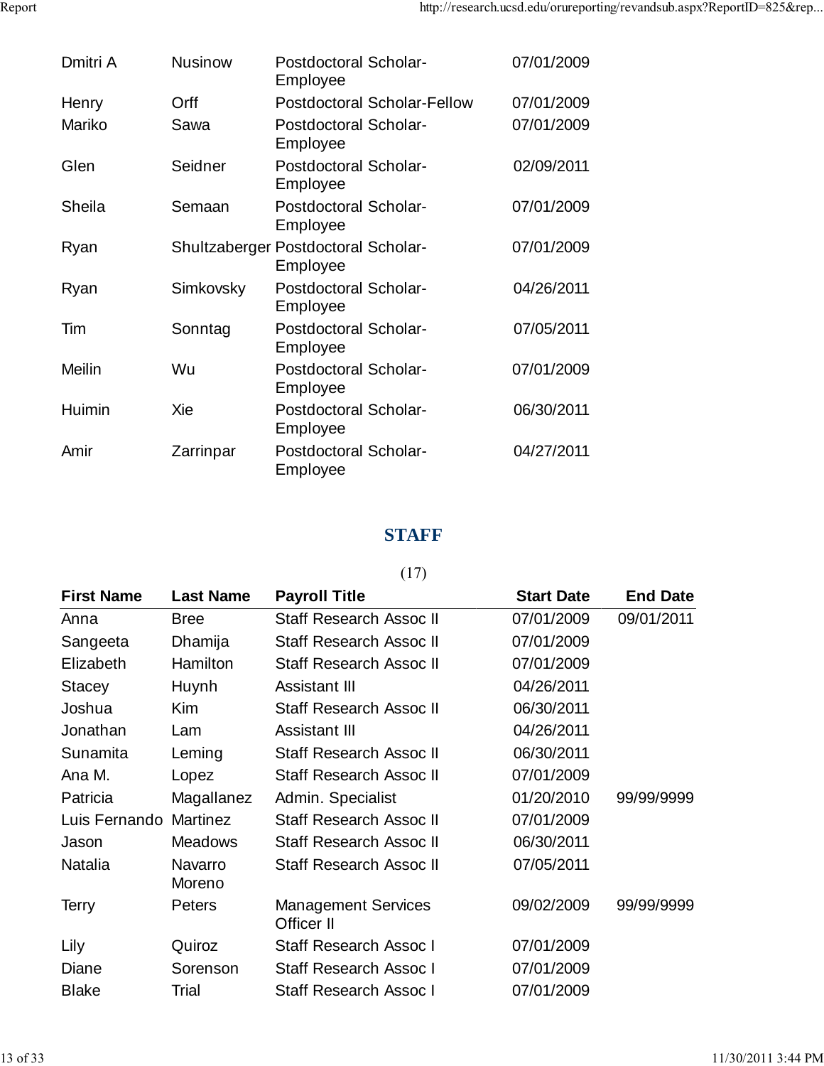| | | | |
|---|---|---|---|
| Dmitri A | Nusinow | Postdoctoral Scholar-Employee | 07/01/2009 |
| Henry | Orff | Postdoctoral Scholar-Fellow | 07/01/2009 |
| Mariko | Sawa | Postdoctoral Scholar-Employee | 07/01/2009 |
| Glen | Seidner | Postdoctoral Scholar-Employee | 02/09/2011 |
| Sheila | Semaan | Postdoctoral Scholar-Employee | 07/01/2009 |
| Ryan | Shultzaberger | Postdoctoral Scholar-Employee | 07/01/2009 |
| Ryan | Simkovsky | Postdoctoral Scholar-Employee | 04/26/2011 |
| Tim | Sonntag | Postdoctoral Scholar-Employee | 07/05/2011 |
| Meilin | Wu | Postdoctoral Scholar-Employee | 07/01/2009 |
| Huimin | Xie | Postdoctoral Scholar-Employee | 06/30/2011 |
| Amir | Zarrinpar | Postdoctoral Scholar-Employee | 04/27/2011 |

## STAFF

(17)

| First Name | Last Name | Payroll Title | Start Date | End Date |
|---|---|---|---|---|
| Anna | Bree | Staff Research Assoc II | 07/01/2009 | 09/01/2011 |
| Sangeeta | Dhamija | Staff Research Assoc II | 07/01/2009 | |
| Elizabeth | Hamilton | Staff Research Assoc II | 07/01/2009 | |
| Stacey | Huynh | Assistant III | 04/26/2011 | |
| Joshua | Kim | Staff Research Assoc II | 06/30/2011 | |
| Jonathan | Lam | Assistant III | 04/26/2011 | |
| Sunamita | Leming | Staff Research Assoc II | 06/30/2011 | |
| Ana M. | Lopez | Staff Research Assoc II | 07/01/2009 | |
| Patricia | Magallanez | Admin. Specialist | 01/20/2010 | 99/99/9999 |
| Luis Fernando | Martinez | Staff Research Assoc II | 07/01/2009 | |
| Jason | Meadows | Staff Research Assoc II | 06/30/2011 | |
| Natalia | Navarro Moreno | Staff Research Assoc II | 07/05/2011 | |
| Terry | Peters | Management Services Officer II | 09/02/2009 | 99/99/9999 |
| Lily | Quiroz | Staff Research Assoc I | 07/01/2009 | |
| Diane | Sorenson | Staff Research Assoc I | 07/01/2009 | |
| Blake | Trial | Staff Research Assoc I | 07/01/2009 | |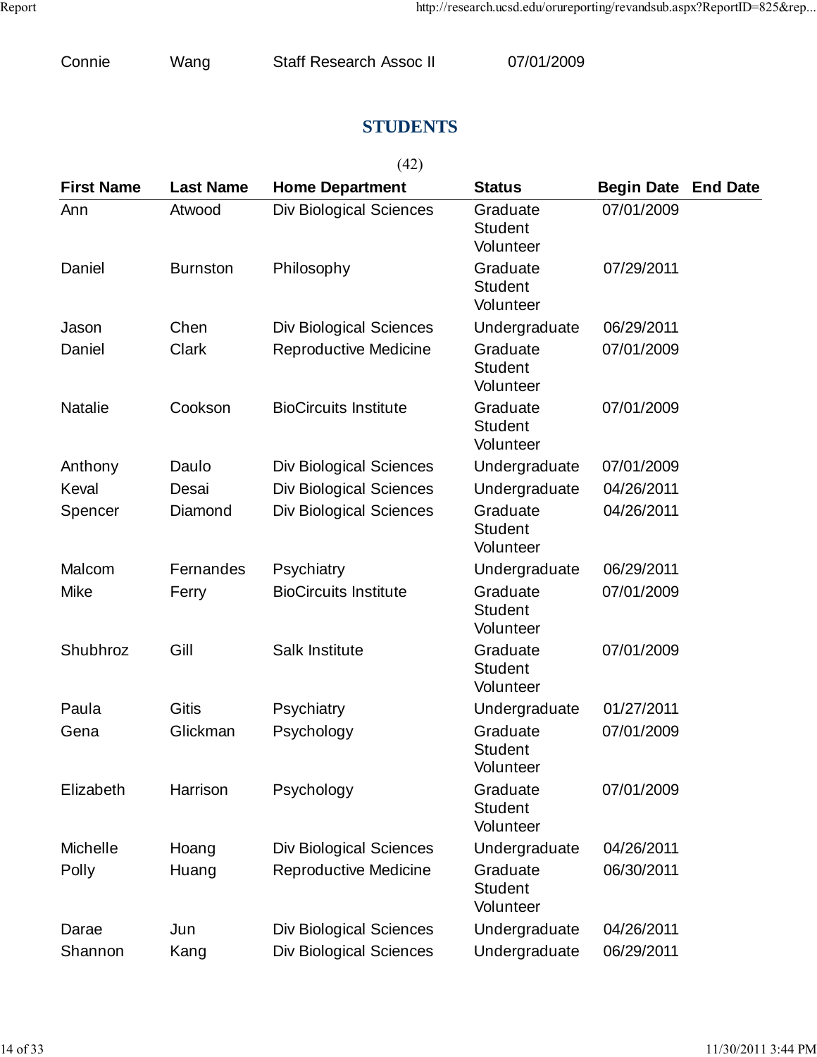| Connie | Wang | Staff Research Assoc II | 07/01/2009 |
|---|---|---|---|

## STUDENTS

(42)

| First Name | Last Name | Home Department | Status | Begin Date | End Date |
|---|---|---|---|---|---|
| Ann | Atwood | Div Biological Sciences | Graduate Student Volunteer | 07/01/2009 | |
| Daniel | Burnston | Philosophy | Graduate Student Volunteer | 07/29/2011 | |
| Jason | Chen | Div Biological Sciences | Undergraduate | 06/29/2011 | |
| Daniel | Clark | Reproductive Medicine | Graduate Student Volunteer | 07/01/2009 | |
| Natalie | Cookson | BioCircuits Institute | Graduate Student Volunteer | 07/01/2009 | |
| Anthony | Daulo | Div Biological Sciences | Undergraduate | 07/01/2009 | |
| Keval | Desai | Div Biological Sciences | Undergraduate | 04/26/2011 | |
| Spencer | Diamond | Div Biological Sciences | Graduate Student Volunteer | 04/26/2011 | |
| Malcom | Fernandes | Psychiatry | Undergraduate | 06/29/2011 | |
| Mike | Ferry | BioCircuits Institute | Graduate Student Volunteer | 07/01/2009 | |
| Shubhroz | Gill | Salk Institute | Graduate Student Volunteer | 07/01/2009 | |
| Paula | Gitis | Psychiatry | Undergraduate | 01/27/2011 | |
| Gena | Glickman | Psychology | Graduate Student Volunteer | 07/01/2009 | |
| Elizabeth | Harrison | Psychology | Graduate Student Volunteer | 07/01/2009 | |
| Michelle | Hoang | Div Biological Sciences | Undergraduate | 04/26/2011 | |
| Polly | Huang | Reproductive Medicine | Graduate Student Volunteer | 06/30/2011 | |
| Darae | Jun | Div Biological Sciences | Undergraduate | 04/26/2011 | |
| Shannon | Kang | Div Biological Sciences | Undergraduate | 06/29/2011 | |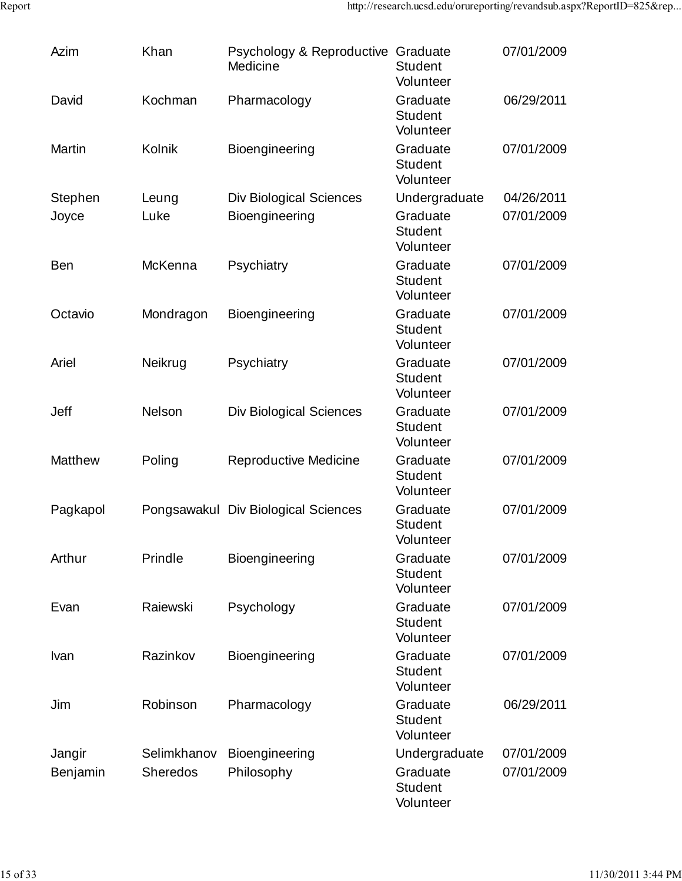| Azim | Khan | Psychology & Reproductive Medicine | Graduate Student Volunteer | 07/01/2009 |
|---|---|---|---|---|
| David | Kochman | Pharmacology | Graduate Student Volunteer | 06/29/2011 |
| Martin | Kolnik | Bioengineering | Graduate Student Volunteer | 07/01/2009 |
| Stephen | Leung | Div Biological Sciences | Undergraduate | 04/26/2011 |
| Joyce | Luke | Bioengineering | Graduate Student Volunteer | 07/01/2009 |
| Ben | McKenna | Psychiatry | Graduate Student Volunteer | 07/01/2009 |
| Octavio | Mondragon | Bioengineering | Graduate Student Volunteer | 07/01/2009 |
| Ariel | Neikrug | Psychiatry | Graduate Student Volunteer | 07/01/2009 |
| Jeff | Nelson | Div Biological Sciences | Graduate Student Volunteer | 07/01/2009 |
| Matthew | Poling | Reproductive Medicine | Graduate Student Volunteer | 07/01/2009 |
| Pagkapol | Pongsawakul | Div Biological Sciences | Graduate Student Volunteer | 07/01/2009 |
| Arthur | Prindle | Bioengineering | Graduate Student Volunteer | 07/01/2009 |
| Evan | Raiewski | Psychology | Graduate Student Volunteer | 07/01/2009 |
| Ivan | Razinkov | Bioengineering | Graduate Student Volunteer | 07/01/2009 |
| Jim | Robinson | Pharmacology | Graduate Student Volunteer | 06/29/2011 |
| Jangir | Selimkhanov | Bioengineering | Undergraduate | 07/01/2009 |
| Benjamin | Sheredos | Philosophy | Graduate Student Volunteer | 07/01/2009 |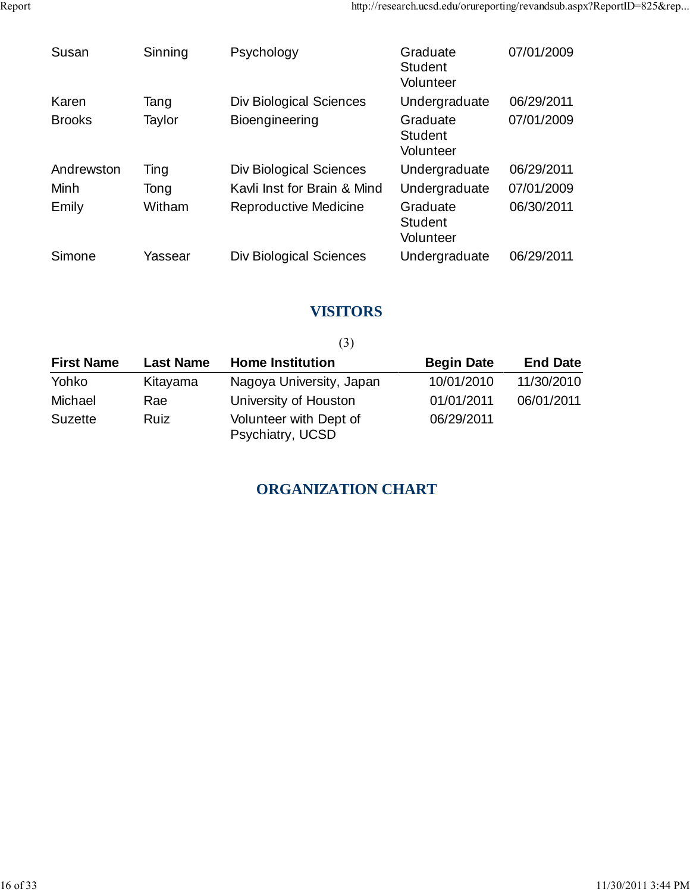| | | | | |
|---|---|---|---|---|
| Susan | Sinning | Psychology | Graduate Student Volunteer | 07/01/2009 |
| Karen | Tang | Div Biological Sciences | Undergraduate | 06/29/2011 |
| Brooks | Taylor | Bioengineering | Graduate Student Volunteer | 07/01/2009 |
| Andrewston | Ting | Div Biological Sciences | Undergraduate | 06/29/2011 |
| Minh | Tong | Kavli Inst for Brain & Mind | Undergraduate | 07/01/2009 |
| Emily | Witham | Reproductive Medicine | Graduate Student Volunteer | 06/30/2011 |
| Simone | Yassear | Div Biological Sciences | Undergraduate | 06/29/2011 |

## VISITORS

(3)

| First Name | Last Name | Home Institution | Begin Date | End Date |
|---|---|---|---|---|
| Yohko | Kitayama | Nagoya University, Japan | 10/01/2010 | 11/30/2010 |
| Michael | Rae | University of Houston | 01/01/2011 | 06/01/2011 |
| Suzette | Ruiz | Volunteer with Dept of Psychiatry, UCSD | 06/29/2011 | |

## ORGANIZATION CHART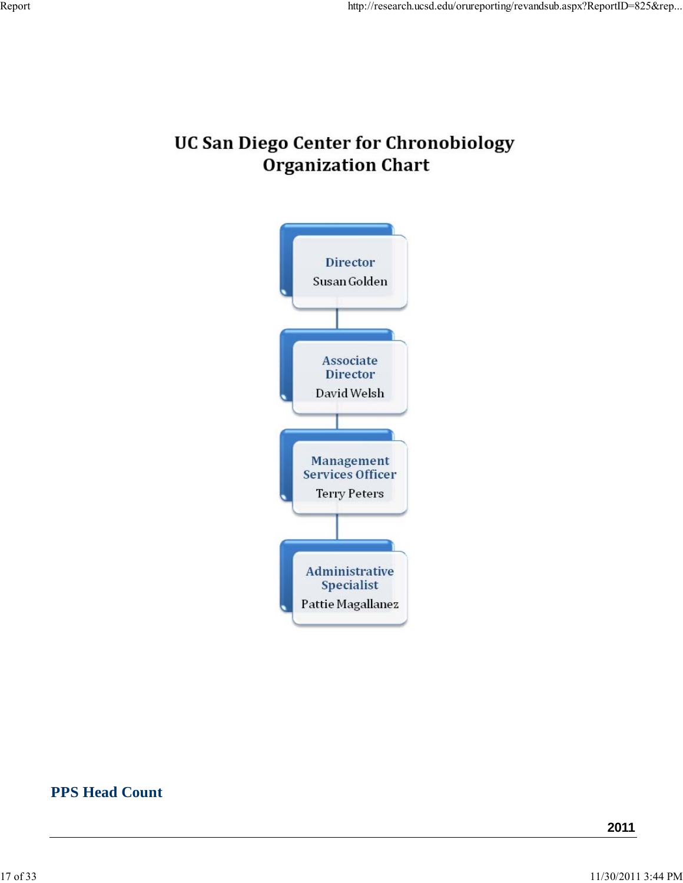# UC San Diego Center for Chronobiology Organization Chart

**Director**
Susan Golden

**Associate Director**
David Welsh

**Management Services Officer**
Terry Peters

**Administrative Specialist**
Pattie Magallanez

## PPS Head Count

| | 2011 |
|---|---|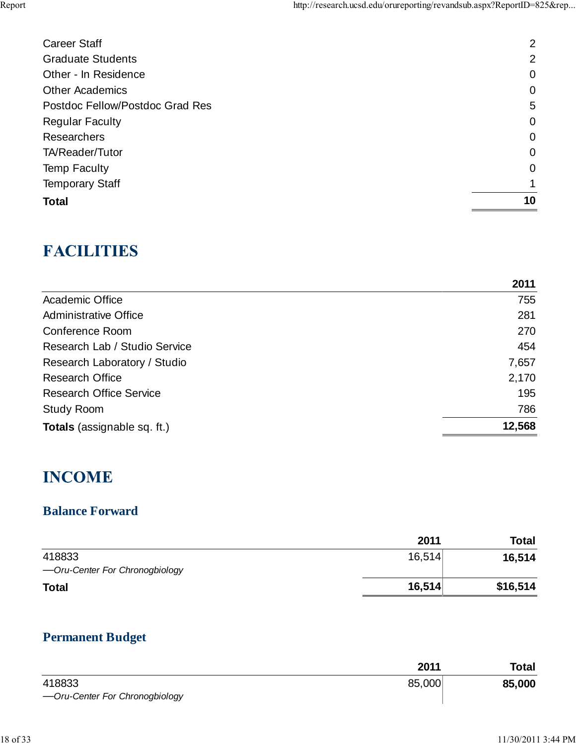| | |
|---|---:|
| Career Staff | 2 |
| Graduate Students | 2 |
| Other - In Residence | 0 |
| Other Academics | 0 |
| Postdoc Fellow/Postdoc Grad Res | 5 |
| Regular Faculty | 0 |
| Researchers | 0 |
| TA/Reader/Tutor | 0 |
| Temp Faculty | 0 |
| Temporary Staff | 1 |
| **Total** | **10** |

# FACILITIES

| | 2011 |
|---|---:|
| Academic Office | 755 |
| Administrative Office | 281 |
| Conference Room | 270 |
| Research Lab / Studio Service | 454 |
| Research Laboratory / Studio | 7,657 |
| Research Office | 2,170 |
| Research Office Service | 195 |
| Study Room | 786 |
| **Totals** (assignable sq. ft.) | **12,568** |

# INCOME

## Balance Forward

| | 2011 | Total |
|---|---:|---:|
| 418833 —*Oru-Center For Chronogbiology* | 16,514 | **16,514** |
| **Total** | **16,514** | **$16,514** |

## Permanent Budget

| | 2011 | Total |
|---|---:|---:|
| 418833 —*Oru-Center For Chronogbiology* | 85,000 | **85,000** |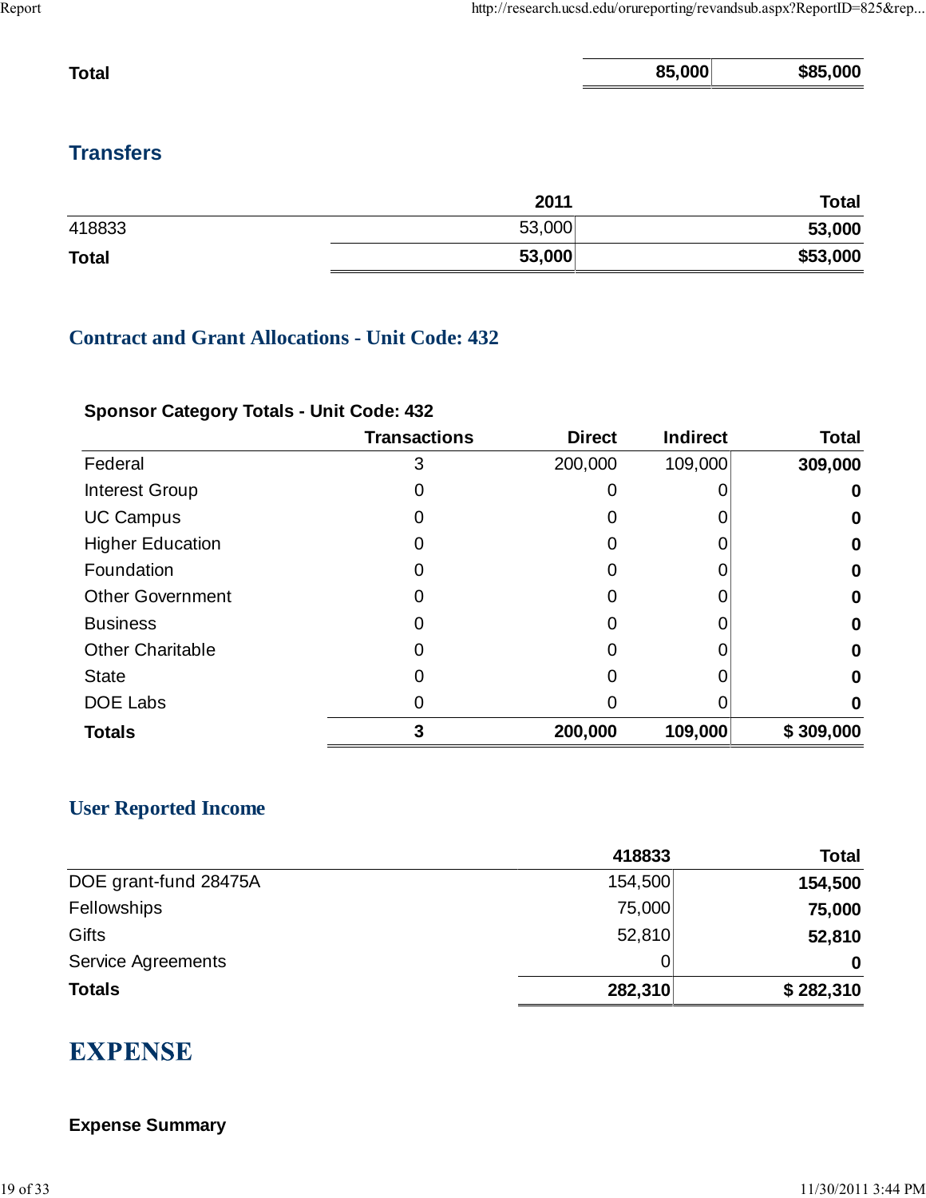| | | |
|---|---|---|
| **Total** | **85,000** | **$85,000** |

## Transfers

| | 2011 | Total |
|---|---|---|
| 418833 | 53,000 | **53,000** |
| **Total** | **53,000** | **$53,000** |

## Contract and Grant Allocations - Unit Code: 432

### Sponsor Category Totals - Unit Code: 432

| | Transactions | Direct | Indirect | Total |
|---|---|---|---|---|
| Federal | 3 | 200,000 | 109,000 | **309,000** |
| Interest Group | 0 | 0 | 0 | **0** |
| UC Campus | 0 | 0 | 0 | **0** |
| Higher Education | 0 | 0 | 0 | **0** |
| Foundation | 0 | 0 | 0 | **0** |
| Other Government | 0 | 0 | 0 | **0** |
| Business | 0 | 0 | 0 | **0** |
| Other Charitable | 0 | 0 | 0 | **0** |
| State | 0 | 0 | 0 | **0** |
| DOE Labs | 0 | 0 | 0 | **0** |
| **Totals** | **3** | **200,000** | **109,000** | **$ 309,000** |

## User Reported Income

| | 418833 | Total |
|---|---|---|
| DOE grant-fund 28475A | 154,500 | **154,500** |
| Fellowships | 75,000 | **75,000** |
| Gifts | 52,810 | **52,810** |
| Service Agreements | 0 | **0** |
| **Totals** | **282,310** | **$ 282,310** |

# EXPENSE

### Expense Summary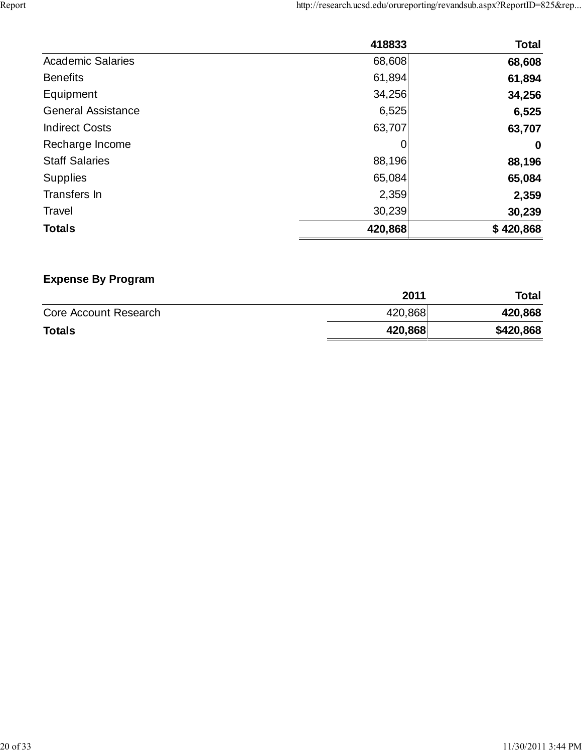| | 418833 | Total |
|---|---|---|
| Academic Salaries | 68,608 | **68,608** |
| Benefits | 61,894 | **61,894** |
| Equipment | 34,256 | **34,256** |
| General Assistance | 6,525 | **6,525** |
| Indirect Costs | 63,707 | **63,707** |
| Recharge Income | 0 | **0** |
| Staff Salaries | 88,196 | **88,196** |
| Supplies | 65,084 | **65,084** |
| Transfers In | 2,359 | **2,359** |
| Travel | 30,239 | **30,239** |
| **Totals** | **420,868** | **$ 420,868** |

**Expense By Program**

| | 2011 | Total |
|---|---|---|
| Core Account Research | 420,868 | **420,868** |
| **Totals** | **420,868** | **$420,868** |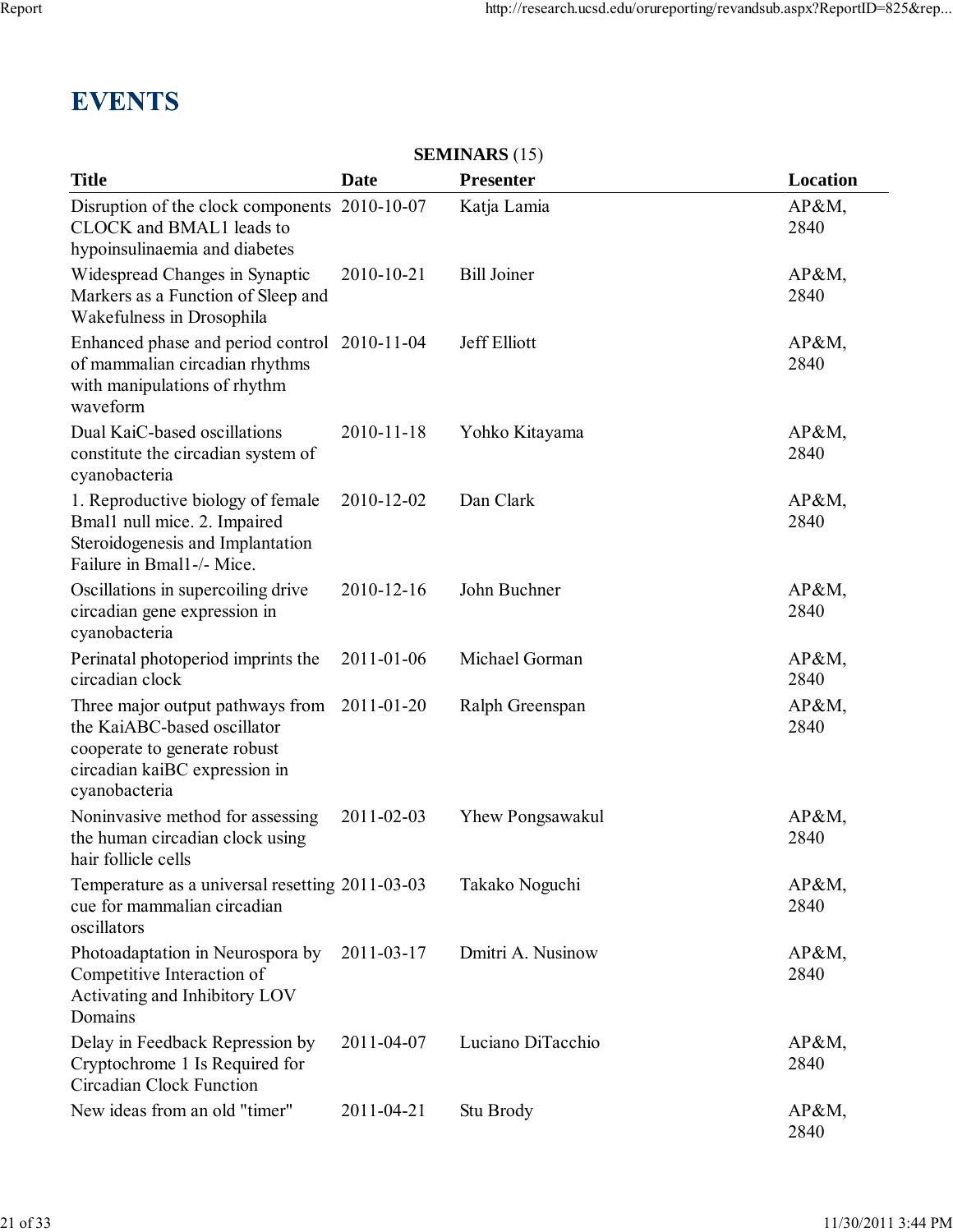# EVENTS

**SEMINARS** (15)

| Title | Date | Presenter | Location |
|---|---|---|---|
| Disruption of the clock components CLOCK and BMAL1 leads to hypoinsulinaemia and diabetes | 2010-10-07 | Katja Lamia | AP&M, 2840 |
| Widespread Changes in Synaptic Markers as a Function of Sleep and Wakefulness in Drosophila | 2010-10-21 | Bill Joiner | AP&M, 2840 |
| Enhanced phase and period control of mammalian circadian rhythms with manipulations of rhythm waveform | 2010-11-04 | Jeff Elliott | AP&M, 2840 |
| Dual KaiC-based oscillations constitute the circadian system of cyanobacteria | 2010-11-18 | Yohko Kitayama | AP&M, 2840 |
| 1. Reproductive biology of female Bmal1 null mice. 2. Impaired Steroidogenesis and Implantation Failure in Bmal1-/- Mice. | 2010-12-02 | Dan Clark | AP&M, 2840 |
| Oscillations in supercoiling drive circadian gene expression in cyanobacteria | 2010-12-16 | John Buchner | AP&M, 2840 |
| Perinatal photoperiod imprints the circadian clock | 2011-01-06 | Michael Gorman | AP&M, 2840 |
| Three major output pathways from the KaiABC-based oscillator cooperate to generate robust circadian kaiBC expression in cyanobacteria | 2011-01-20 | Ralph Greenspan | AP&M, 2840 |
| Noninvasive method for assessing the human circadian clock using hair follicle cells | 2011-02-03 | Yhew Pongsawakul | AP&M, 2840 |
| Temperature as a universal resetting cue for mammalian circadian oscillators | 2011-03-03 | Takako Noguchi | AP&M, 2840 |
| Photoadaptation in Neurospora by Competitive Interaction of Activating and Inhibitory LOV Domains | 2011-03-17 | Dmitri A. Nusinow | AP&M, 2840 |
| Delay in Feedback Repression by Cryptochrome 1 Is Required for Circadian Clock Function | 2011-04-07 | Luciano DiTacchio | AP&M, 2840 |
| New ideas from an old "timer" | 2011-04-21 | Stu Brody | AP&M, 2840 |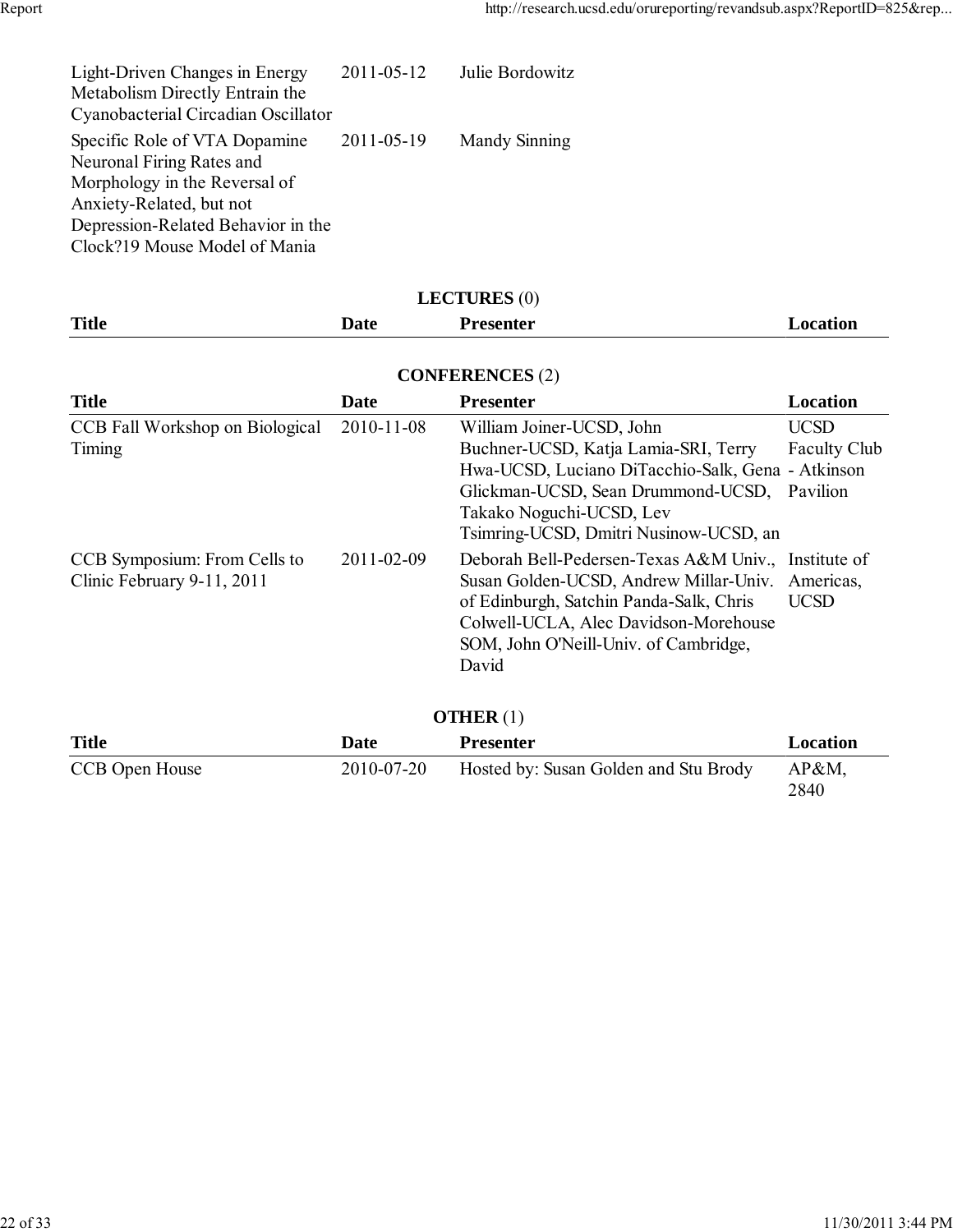| Title | Date | Presenter | Location |
|---|---|---|---|
| Light-Driven Changes in Energy Metabolism Directly Entrain the Cyanobacterial Circadian Oscillator | 2011-05-12 | Julie Bordowitz | |
| Specific Role of VTA Dopamine Neuronal Firing Rates and Morphology in the Reversal of Anxiety-Related, but not Depression-Related Behavior in the Clock?19 Mouse Model of Mania | 2011-05-19 | Mandy Sinning | |

**LECTURES** (0)

| Title | Date | Presenter | Location |
|---|---|---|---|

**CONFERENCES** (2)

| Title | Date | Presenter | Location |
|---|---|---|---|
| CCB Fall Workshop on Biological Timing | 2010-11-08 | William Joiner-UCSD, John Buchner-UCSD, Katja Lamia-SRI, Terry Hwa-UCSD, Luciano DiTacchio-Salk, Gena Glickman-UCSD, Sean Drummond-UCSD, Takako Noguchi-UCSD, Lev Tsimring-UCSD, Dmitri Nusinow-UCSD, an | UCSD Faculty Club - Atkinson Pavilion |
| CCB Symposium: From Cells to Clinic February 9-11, 2011 | 2011-02-09 | Deborah Bell-Pedersen-Texas A&M Univ., Susan Golden-UCSD, Andrew Millar-Univ. of Edinburgh, Satchin Panda-Salk, Chris Colwell-UCLA, Alec Davidson-Morehouse SOM, John O'Neill-Univ. of Cambridge, David | Institute of Americas, UCSD |

**OTHER** (1)

| Title | Date | Presenter | Location |
|---|---|---|---|
| CCB Open House | 2010-07-20 | Hosted by: Susan Golden and Stu Brody | AP&M, 2840 |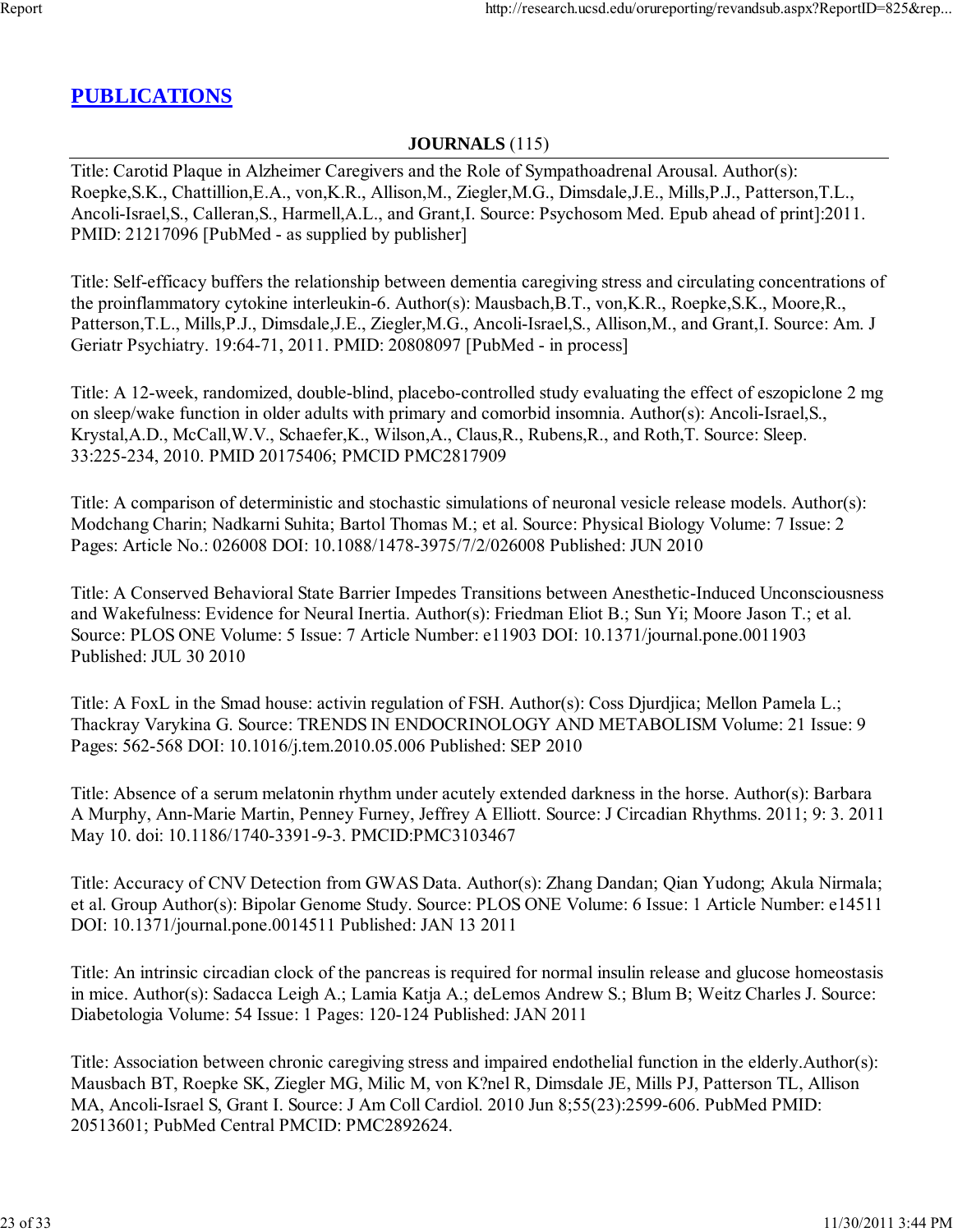## PUBLICATIONS

**JOURNALS** (115)

Title: Carotid Plaque in Alzheimer Caregivers and the Role of Sympathoadrenal Arousal. Author(s): Roepke,S.K., Chattillion,E.A., von,K.R., Allison,M., Ziegler,M.G., Dimsdale,J.E., Mills,P.J., Patterson,T.L., Ancoli-Israel,S., Calleran,S., Harmell,A.L., and Grant,I. Source: Psychosom Med. Epub ahead of print]:2011. PMID: 21217096 [PubMed - as supplied by publisher]

Title: Self-efficacy buffers the relationship between dementia caregiving stress and circulating concentrations of the proinflammatory cytokine interleukin-6. Author(s): Mausbach,B.T., von,K.R., Roepke,S.K., Moore,R., Patterson,T.L., Mills,P.J., Dimsdale,J.E., Ziegler,M.G., Ancoli-Israel,S., Allison,M., and Grant,I. Source: Am. J Geriatr Psychiatry. 19:64-71, 2011. PMID: 20808097 [PubMed - in process]

Title: A 12-week, randomized, double-blind, placebo-controlled study evaluating the effect of eszopiclone 2 mg on sleep/wake function in older adults with primary and comorbid insomnia. Author(s): Ancoli-Israel,S., Krystal,A.D., McCall,W.V., Schaefer,K., Wilson,A., Claus,R., Rubens,R., and Roth,T. Source: Sleep. 33:225-234, 2010. PMID 20175406; PMCID PMC2817909

Title: A comparison of deterministic and stochastic simulations of neuronal vesicle release models. Author(s): Modchang Charin; Nadkarni Suhita; Bartol Thomas M.; et al. Source: Physical Biology Volume: 7 Issue: 2 Pages: Article No.: 026008 DOI: 10.1088/1478-3975/7/2/026008 Published: JUN 2010

Title: A Conserved Behavioral State Barrier Impedes Transitions between Anesthetic-Induced Unconsciousness and Wakefulness: Evidence for Neural Inertia. Author(s): Friedman Eliot B.; Sun Yi; Moore Jason T.; et al. Source: PLOS ONE Volume: 5 Issue: 7 Article Number: e11903 DOI: 10.1371/journal.pone.0011903 Published: JUL 30 2010

Title: A FoxL in the Smad house: activin regulation of FSH. Author(s): Coss Djurdjica; Mellon Pamela L.; Thackray Varykina G. Source: TRENDS IN ENDOCRINOLOGY AND METABOLISM Volume: 21 Issue: 9 Pages: 562-568 DOI: 10.1016/j.tem.2010.05.006 Published: SEP 2010

Title: Absence of a serum melatonin rhythm under acutely extended darkness in the horse. Author(s): Barbara A Murphy, Ann-Marie Martin, Penney Furney, Jeffrey A Elliott. Source: J Circadian Rhythms. 2011; 9: 3. 2011 May 10. doi: 10.1186/1740-3391-9-3. PMCID:PMC3103467

Title: Accuracy of CNV Detection from GWAS Data. Author(s): Zhang Dandan; Qian Yudong; Akula Nirmala; et al. Group Author(s): Bipolar Genome Study. Source: PLOS ONE Volume: 6 Issue: 1 Article Number: e14511 DOI: 10.1371/journal.pone.0014511 Published: JAN 13 2011

Title: An intrinsic circadian clock of the pancreas is required for normal insulin release and glucose homeostasis in mice. Author(s): Sadacca Leigh A.; Lamia Katja A.; deLemos Andrew S.; Blum B; Weitz Charles J. Source: Diabetologia Volume: 54 Issue: 1 Pages: 120-124 Published: JAN 2011

Title: Association between chronic caregiving stress and impaired endothelial function in the elderly.Author(s): Mausbach BT, Roepke SK, Ziegler MG, Milic M, von K?nel R, Dimsdale JE, Mills PJ, Patterson TL, Allison MA, Ancoli-Israel S, Grant I. Source: J Am Coll Cardiol. 2010 Jun 8;55(23):2599-606. PubMed PMID: 20513601; PubMed Central PMCID: PMC2892624.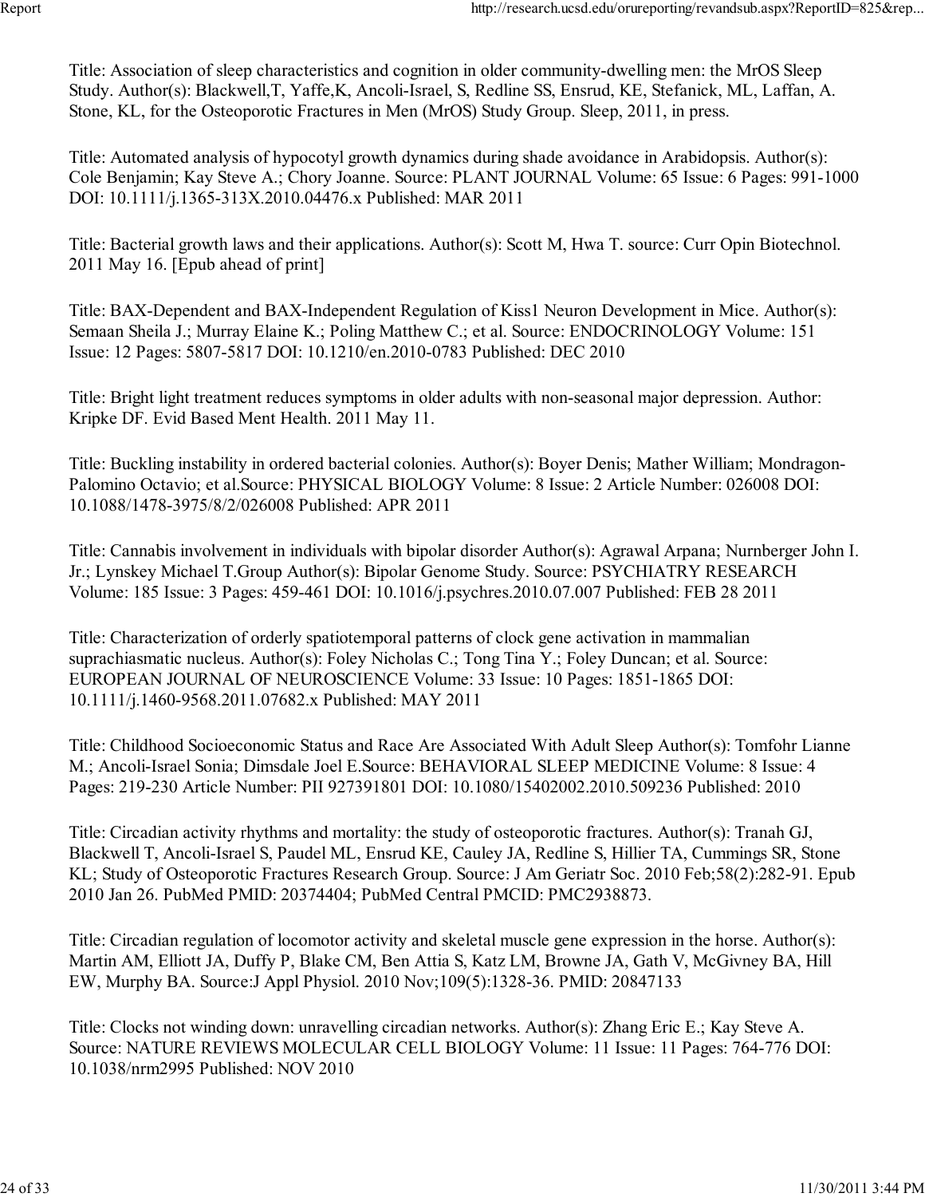Title: Association of sleep characteristics and cognition in older community-dwelling men: the MrOS Sleep Study. Author(s): Blackwell,T, Yaffe,K, Ancoli-Israel, S, Redline SS, Ensrud, KE, Stefanick, ML, Laffan, A. Stone, KL, for the Osteoporotic Fractures in Men (MrOS) Study Group. Sleep, 2011, in press.

Title: Automated analysis of hypocotyl growth dynamics during shade avoidance in Arabidopsis. Author(s): Cole Benjamin; Kay Steve A.; Chory Joanne. Source: PLANT JOURNAL Volume: 65 Issue: 6 Pages: 991-1000 DOI: 10.1111/j.1365-313X.2010.04476.x Published: MAR 2011

Title: Bacterial growth laws and their applications. Author(s): Scott M, Hwa T. source: Curr Opin Biotechnol. 2011 May 16. [Epub ahead of print]

Title: BAX-Dependent and BAX-Independent Regulation of Kiss1 Neuron Development in Mice. Author(s): Semaan Sheila J.; Murray Elaine K.; Poling Matthew C.; et al. Source: ENDOCRINOLOGY Volume: 151 Issue: 12 Pages: 5807-5817 DOI: 10.1210/en.2010-0783 Published: DEC 2010

Title: Bright light treatment reduces symptoms in older adults with non-seasonal major depression. Author: Kripke DF. Evid Based Ment Health. 2011 May 11.

Title: Buckling instability in ordered bacterial colonies. Author(s): Boyer Denis; Mather William; Mondragon-Palomino Octavio; et al.Source: PHYSICAL BIOLOGY Volume: 8 Issue: 2 Article Number: 026008 DOI: 10.1088/1478-3975/8/2/026008 Published: APR 2011

Title: Cannabis involvement in individuals with bipolar disorder Author(s): Agrawal Arpana; Nurnberger John I. Jr.; Lynskey Michael T.Group Author(s): Bipolar Genome Study. Source: PSYCHIATRY RESEARCH Volume: 185 Issue: 3 Pages: 459-461 DOI: 10.1016/j.psychres.2010.07.007 Published: FEB 28 2011

Title: Characterization of orderly spatiotemporal patterns of clock gene activation in mammalian suprachiasmatic nucleus. Author(s): Foley Nicholas C.; Tong Tina Y.; Foley Duncan; et al. Source: EUROPEAN JOURNAL OF NEUROSCIENCE Volume: 33 Issue: 10 Pages: 1851-1865 DOI: 10.1111/j.1460-9568.2011.07682.x Published: MAY 2011

Title: Childhood Socioeconomic Status and Race Are Associated With Adult Sleep Author(s): Tomfohr Lianne M.; Ancoli-Israel Sonia; Dimsdale Joel E.Source: BEHAVIORAL SLEEP MEDICINE Volume: 8 Issue: 4 Pages: 219-230 Article Number: PII 927391801 DOI: 10.1080/15402002.2010.509236 Published: 2010

Title: Circadian activity rhythms and mortality: the study of osteoporotic fractures. Author(s): Tranah GJ, Blackwell T, Ancoli-Israel S, Paudel ML, Ensrud KE, Cauley JA, Redline S, Hillier TA, Cummings SR, Stone KL; Study of Osteoporotic Fractures Research Group. Source: J Am Geriatr Soc. 2010 Feb;58(2):282-91. Epub 2010 Jan 26. PubMed PMID: 20374404; PubMed Central PMCID: PMC2938873.

Title: Circadian regulation of locomotor activity and skeletal muscle gene expression in the horse. Author(s): Martin AM, Elliott JA, Duffy P, Blake CM, Ben Attia S, Katz LM, Browne JA, Gath V, McGivney BA, Hill EW, Murphy BA. Source:J Appl Physiol. 2010 Nov;109(5):1328-36. PMID: 20847133

Title: Clocks not winding down: unravelling circadian networks. Author(s): Zhang Eric E.; Kay Steve A. Source: NATURE REVIEWS MOLECULAR CELL BIOLOGY Volume: 11 Issue: 11 Pages: 764-776 DOI: 10.1038/nrm2995 Published: NOV 2010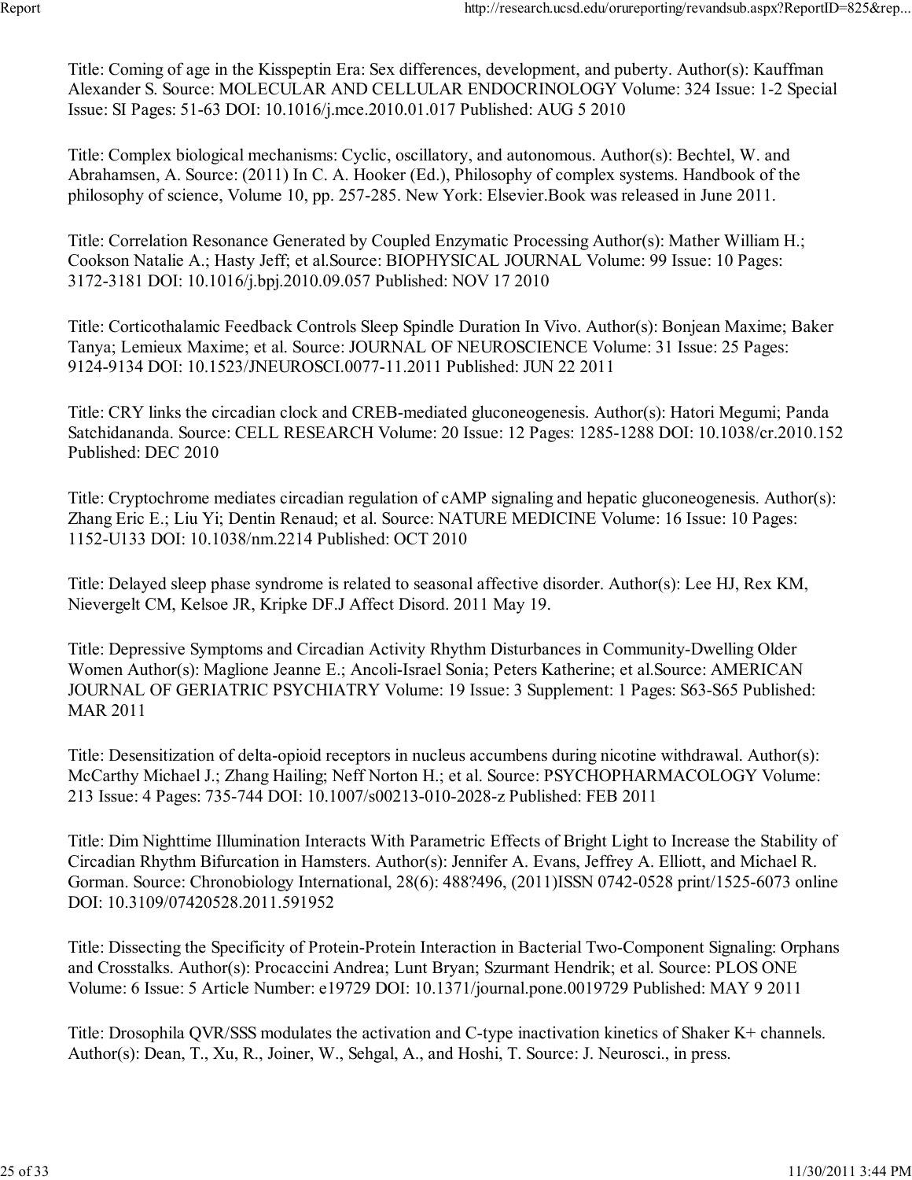Title: Coming of age in the Kisspeptin Era: Sex differences, development, and puberty. Author(s): Kauffman Alexander S. Source: MOLECULAR AND CELLULAR ENDOCRINOLOGY Volume: 324 Issue: 1-2 Special Issue: SI Pages: 51-63 DOI: 10.1016/j.mce.2010.01.017 Published: AUG 5 2010

Title: Complex biological mechanisms: Cyclic, oscillatory, and autonomous. Author(s): Bechtel, W. and Abrahamsen, A. Source: (2011) In C. A. Hooker (Ed.), Philosophy of complex systems. Handbook of the philosophy of science, Volume 10, pp. 257-285. New York: Elsevier.Book was released in June 2011.

Title: Correlation Resonance Generated by Coupled Enzymatic Processing Author(s): Mather William H.; Cookson Natalie A.; Hasty Jeff; et al.Source: BIOPHYSICAL JOURNAL Volume: 99 Issue: 10 Pages: 3172-3181 DOI: 10.1016/j.bpj.2010.09.057 Published: NOV 17 2010

Title: Corticothalamic Feedback Controls Sleep Spindle Duration In Vivo. Author(s): Bonjean Maxime; Baker Tanya; Lemieux Maxime; et al. Source: JOURNAL OF NEUROSCIENCE Volume: 31 Issue: 25 Pages: 9124-9134 DOI: 10.1523/JNEUROSCI.0077-11.2011 Published: JUN 22 2011

Title: CRY links the circadian clock and CREB-mediated gluconeogenesis. Author(s): Hatori Megumi; Panda Satchidananda. Source: CELL RESEARCH Volume: 20 Issue: 12 Pages: 1285-1288 DOI: 10.1038/cr.2010.152 Published: DEC 2010

Title: Cryptochrome mediates circadian regulation of cAMP signaling and hepatic gluconeogenesis. Author(s): Zhang Eric E.; Liu Yi; Dentin Renaud; et al. Source: NATURE MEDICINE Volume: 16 Issue: 10 Pages: 1152-U133 DOI: 10.1038/nm.2214 Published: OCT 2010

Title: Delayed sleep phase syndrome is related to seasonal affective disorder. Author(s): Lee HJ, Rex KM, Nievergelt CM, Kelsoe JR, Kripke DF.J Affect Disord. 2011 May 19.

Title: Depressive Symptoms and Circadian Activity Rhythm Disturbances in Community-Dwelling Older Women Author(s): Maglione Jeanne E.; Ancoli-Israel Sonia; Peters Katherine; et al.Source: AMERICAN JOURNAL OF GERIATRIC PSYCHIATRY Volume: 19 Issue: 3 Supplement: 1 Pages: S63-S65 Published: MAR 2011

Title: Desensitization of delta-opioid receptors in nucleus accumbens during nicotine withdrawal. Author(s): McCarthy Michael J.; Zhang Hailing; Neff Norton H.; et al. Source: PSYCHOPHARMACOLOGY Volume: 213 Issue: 4 Pages: 735-744 DOI: 10.1007/s00213-010-2028-z Published: FEB 2011

Title: Dim Nighttime Illumination Interacts With Parametric Effects of Bright Light to Increase the Stability of Circadian Rhythm Bifurcation in Hamsters. Author(s): Jennifer A. Evans, Jeffrey A. Elliott, and Michael R. Gorman. Source: Chronobiology International, 28(6): 488?496, (2011)ISSN 0742-0528 print/1525-6073 online DOI: 10.3109/07420528.2011.591952

Title: Dissecting the Specificity of Protein-Protein Interaction in Bacterial Two-Component Signaling: Orphans and Crosstalks. Author(s): Procaccini Andrea; Lunt Bryan; Szurmant Hendrik; et al. Source: PLOS ONE Volume: 6 Issue: 5 Article Number: e19729 DOI: 10.1371/journal.pone.0019729 Published: MAY 9 2011

Title: Drosophila QVR/SSS modulates the activation and C-type inactivation kinetics of Shaker K+ channels. Author(s): Dean, T., Xu, R., Joiner, W., Sehgal, A., and Hoshi, T. Source: J. Neurosci., in press.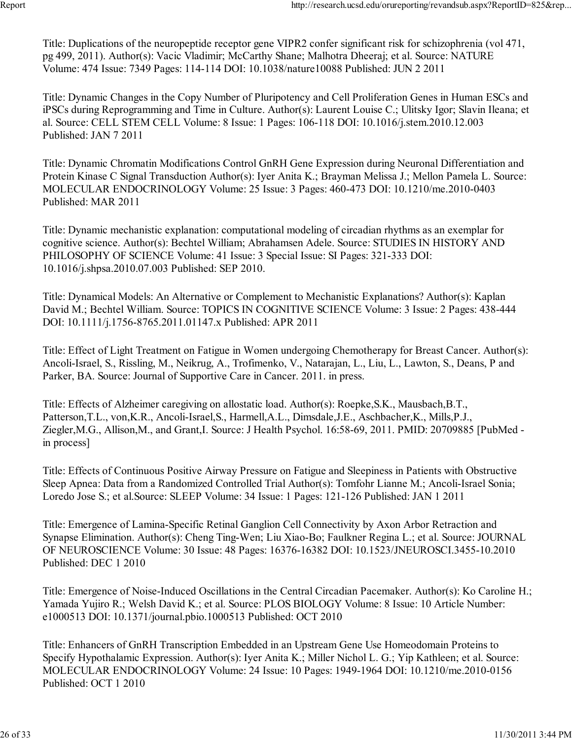Title: Duplications of the neuropeptide receptor gene VIPR2 confer significant risk for schizophrenia (vol 471, pg 499, 2011). Author(s): Vacic Vladimir; McCarthy Shane; Malhotra Dheeraj; et al. Source: NATURE Volume: 474 Issue: 7349 Pages: 114-114 DOI: 10.1038/nature10088 Published: JUN 2 2011

Title: Dynamic Changes in the Copy Number of Pluripotency and Cell Proliferation Genes in Human ESCs and iPSCs during Reprogramming and Time in Culture. Author(s): Laurent Louise C.; Ulitsky Igor; Slavin Ileana; et al. Source: CELL STEM CELL Volume: 8 Issue: 1 Pages: 106-118 DOI: 10.1016/j.stem.2010.12.003 Published: JAN 7 2011

Title: Dynamic Chromatin Modifications Control GnRH Gene Expression during Neuronal Differentiation and Protein Kinase C Signal Transduction Author(s): Iyer Anita K.; Brayman Melissa J.; Mellon Pamela L. Source: MOLECULAR ENDOCRINOLOGY Volume: 25 Issue: 3 Pages: 460-473 DOI: 10.1210/me.2010-0403 Published: MAR 2011

Title: Dynamic mechanistic explanation: computational modeling of circadian rhythms as an exemplar for cognitive science. Author(s): Bechtel William; Abrahamsen Adele. Source: STUDIES IN HISTORY AND PHILOSOPHY OF SCIENCE Volume: 41 Issue: 3 Special Issue: SI Pages: 321-333 DOI: 10.1016/j.shpsa.2010.07.003 Published: SEP 2010.

Title: Dynamical Models: An Alternative or Complement to Mechanistic Explanations? Author(s): Kaplan David M.; Bechtel William. Source: TOPICS IN COGNITIVE SCIENCE Volume: 3 Issue: 2 Pages: 438-444 DOI: 10.1111/j.1756-8765.2011.01147.x Published: APR 2011

Title: Effect of Light Treatment on Fatigue in Women undergoing Chemotherapy for Breast Cancer. Author(s): Ancoli-Israel, S., Rissling, M., Neikrug, A., Trofimenko, V., Natarajan, L., Liu, L., Lawton, S., Deans, P and Parker, BA. Source: Journal of Supportive Care in Cancer. 2011. in press.

Title: Effects of Alzheimer caregiving on allostatic load. Author(s): Roepke,S.K., Mausbach,B.T., Patterson,T.L., von,K.R., Ancoli-Israel,S., Harmell,A.L., Dimsdale,J.E., Aschbacher,K., Mills,P.J., Ziegler,M.G., Allison,M., and Grant,I. Source: J Health Psychol. 16:58-69, 2011. PMID: 20709885 [PubMed - in process]

Title: Effects of Continuous Positive Airway Pressure on Fatigue and Sleepiness in Patients with Obstructive Sleep Apnea: Data from a Randomized Controlled Trial Author(s): Tomfohr Lianne M.; Ancoli-Israel Sonia; Loredo Jose S.; et al.Source: SLEEP Volume: 34 Issue: 1 Pages: 121-126 Published: JAN 1 2011

Title: Emergence of Lamina-Specific Retinal Ganglion Cell Connectivity by Axon Arbor Retraction and Synapse Elimination. Author(s): Cheng Ting-Wen; Liu Xiao-Bo; Faulkner Regina L.; et al. Source: JOURNAL OF NEUROSCIENCE Volume: 30 Issue: 48 Pages: 16376-16382 DOI: 10.1523/JNEUROSCI.3455-10.2010 Published: DEC 1 2010

Title: Emergence of Noise-Induced Oscillations in the Central Circadian Pacemaker. Author(s): Ko Caroline H.; Yamada Yujiro R.; Welsh David K.; et al. Source: PLOS BIOLOGY Volume: 8 Issue: 10 Article Number: e1000513 DOI: 10.1371/journal.pbio.1000513 Published: OCT 2010

Title: Enhancers of GnRH Transcription Embedded in an Upstream Gene Use Homeodomain Proteins to Specify Hypothalamic Expression. Author(s): Iyer Anita K.; Miller Nichol L. G.; Yip Kathleen; et al. Source: MOLECULAR ENDOCRINOLOGY Volume: 24 Issue: 10 Pages: 1949-1964 DOI: 10.1210/me.2010-0156 Published: OCT 1 2010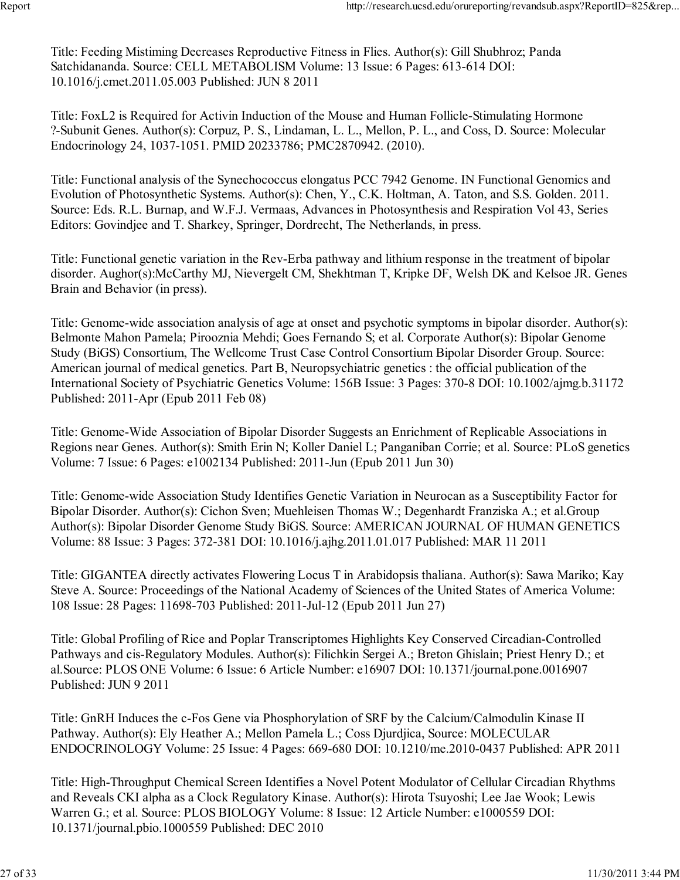Title: Feeding Mistiming Decreases Reproductive Fitness in Flies. Author(s): Gill Shubhroz; Panda Satchidananda. Source: CELL METABOLISM Volume: 13 Issue: 6 Pages: 613-614 DOI: 10.1016/j.cmet.2011.05.003 Published: JUN 8 2011

Title: FoxL2 is Required for Activin Induction of the Mouse and Human Follicle-Stimulating Hormone ?-Subunit Genes. Author(s): Corpuz, P. S., Lindaman, L. L., Mellon, P. L., and Coss, D. Source: Molecular Endocrinology 24, 1037-1051. PMID 20233786; PMC2870942. (2010).

Title: Functional analysis of the Synechococcus elongatus PCC 7942 Genome. IN Functional Genomics and Evolution of Photosynthetic Systems. Author(s): Chen, Y., C.K. Holtman, A. Taton, and S.S. Golden. 2011. Source: Eds. R.L. Burnap, and W.F.J. Vermaas, Advances in Photosynthesis and Respiration Vol 43, Series Editors: Govindjee and T. Sharkey, Springer, Dordrecht, The Netherlands, in press.

Title: Functional genetic variation in the Rev-Erba pathway and lithium response in the treatment of bipolar disorder. Aughor(s):McCarthy MJ, Nievergelt CM, Shekhtman T, Kripke DF, Welsh DK and Kelsoe JR. Genes Brain and Behavior (in press).

Title: Genome-wide association analysis of age at onset and psychotic symptoms in bipolar disorder. Author(s): Belmonte Mahon Pamela; Pirooznia Mehdi; Goes Fernando S; et al. Corporate Author(s): Bipolar Genome Study (BiGS) Consortium, The Wellcome Trust Case Control Consortium Bipolar Disorder Group. Source: American journal of medical genetics. Part B, Neuropsychiatric genetics : the official publication of the International Society of Psychiatric Genetics Volume: 156B Issue: 3 Pages: 370-8 DOI: 10.1002/ajmg.b.31172 Published: 2011-Apr (Epub 2011 Feb 08)

Title: Genome-Wide Association of Bipolar Disorder Suggests an Enrichment of Replicable Associations in Regions near Genes. Author(s): Smith Erin N; Koller Daniel L; Panganiban Corrie; et al. Source: PLoS genetics Volume: 7 Issue: 6 Pages: e1002134 Published: 2011-Jun (Epub 2011 Jun 30)

Title: Genome-wide Association Study Identifies Genetic Variation in Neurocan as a Susceptibility Factor for Bipolar Disorder. Author(s): Cichon Sven; Muehleisen Thomas W.; Degenhardt Franziska A.; et al.Group Author(s): Bipolar Disorder Genome Study BiGS. Source: AMERICAN JOURNAL OF HUMAN GENETICS Volume: 88 Issue: 3 Pages: 372-381 DOI: 10.1016/j.ajhg.2011.01.017 Published: MAR 11 2011

Title: GIGANTEA directly activates Flowering Locus T in Arabidopsis thaliana. Author(s): Sawa Mariko; Kay Steve A. Source: Proceedings of the National Academy of Sciences of the United States of America Volume: 108 Issue: 28 Pages: 11698-703 Published: 2011-Jul-12 (Epub 2011 Jun 27)

Title: Global Profiling of Rice and Poplar Transcriptomes Highlights Key Conserved Circadian-Controlled Pathways and cis-Regulatory Modules. Author(s): Filichkin Sergei A.; Breton Ghislain; Priest Henry D.; et al.Source: PLOS ONE Volume: 6 Issue: 6 Article Number: e16907 DOI: 10.1371/journal.pone.0016907 Published: JUN 9 2011

Title: GnRH Induces the c-Fos Gene via Phosphorylation of SRF by the Calcium/Calmodulin Kinase II Pathway. Author(s): Ely Heather A.; Mellon Pamela L.; Coss Djurdjica, Source: MOLECULAR ENDOCRINOLOGY Volume: 25 Issue: 4 Pages: 669-680 DOI: 10.1210/me.2010-0437 Published: APR 2011

Title: High-Throughput Chemical Screen Identifies a Novel Potent Modulator of Cellular Circadian Rhythms and Reveals CKI alpha as a Clock Regulatory Kinase. Author(s): Hirota Tsuyoshi; Lee Jae Wook; Lewis Warren G.; et al. Source: PLOS BIOLOGY Volume: 8 Issue: 12 Article Number: e1000559 DOI: 10.1371/journal.pbio.1000559 Published: DEC 2010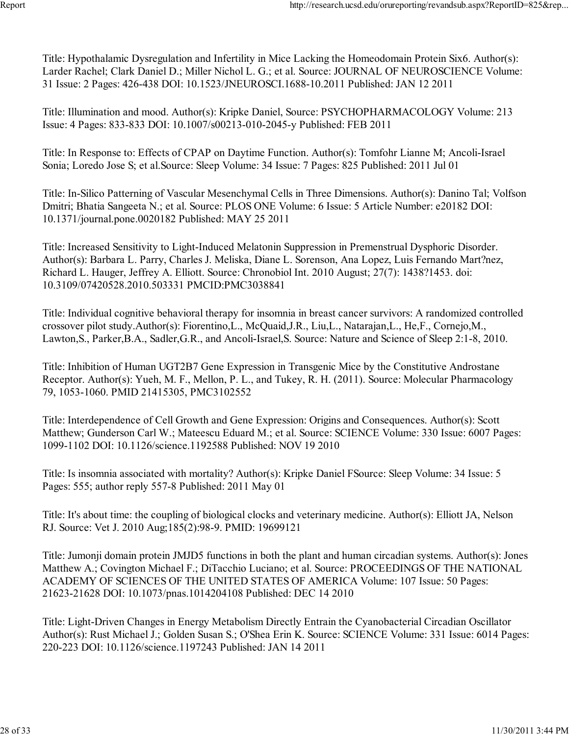Title: Hypothalamic Dysregulation and Infertility in Mice Lacking the Homeodomain Protein Six6. Author(s): Larder Rachel; Clark Daniel D.; Miller Nichol L. G.; et al. Source: JOURNAL OF NEUROSCIENCE Volume: 31 Issue: 2 Pages: 426-438 DOI: 10.1523/JNEUROSCI.1688-10.2011 Published: JAN 12 2011

Title: Illumination and mood. Author(s): Kripke Daniel, Source: PSYCHOPHARMACOLOGY Volume: 213 Issue: 4 Pages: 833-833 DOI: 10.1007/s00213-010-2045-y Published: FEB 2011

Title: In Response to: Effects of CPAP on Daytime Function. Author(s): Tomfohr Lianne M; Ancoli-Israel Sonia; Loredo Jose S; et al.Source: Sleep Volume: 34 Issue: 7 Pages: 825 Published: 2011 Jul 01

Title: In-Silico Patterning of Vascular Mesenchymal Cells in Three Dimensions. Author(s): Danino Tal; Volfson Dmitri; Bhatia Sangeeta N.; et al. Source: PLOS ONE Volume: 6 Issue: 5 Article Number: e20182 DOI: 10.1371/journal.pone.0020182 Published: MAY 25 2011

Title: Increased Sensitivity to Light-Induced Melatonin Suppression in Premenstrual Dysphoric Disorder. Author(s): Barbara L. Parry, Charles J. Meliska, Diane L. Sorenson, Ana Lopez, Luis Fernando Mart?nez, Richard L. Hauger, Jeffrey A. Elliott. Source: Chronobiol Int. 2010 August; 27(7): 1438?1453. doi: 10.3109/07420528.2010.503331 PMCID:PMC3038841

Title: Individual cognitive behavioral therapy for insomnia in breast cancer survivors: A randomized controlled crossover pilot study.Author(s): Fiorentino,L., McQuaid,J.R., Liu,L., Natarajan,L., He,F., Cornejo,M., Lawton,S., Parker,B.A., Sadler,G.R., and Ancoli-Israel,S. Source: Nature and Science of Sleep 2:1-8, 2010.

Title: Inhibition of Human UGT2B7 Gene Expression in Transgenic Mice by the Constitutive Androstane Receptor. Author(s): Yueh, M. F., Mellon, P. L., and Tukey, R. H. (2011). Source: Molecular Pharmacology 79, 1053-1060. PMID 21415305, PMC3102552

Title: Interdependence of Cell Growth and Gene Expression: Origins and Consequences. Author(s): Scott Matthew; Gunderson Carl W.; Mateescu Eduard M.; et al. Source: SCIENCE Volume: 330 Issue: 6007 Pages: 1099-1102 DOI: 10.1126/science.1192588 Published: NOV 19 2010

Title: Is insomnia associated with mortality? Author(s): Kripke Daniel FSource: Sleep Volume: 34 Issue: 5 Pages: 555; author reply 557-8 Published: 2011 May 01

Title: It's about time: the coupling of biological clocks and veterinary medicine. Author(s): Elliott JA, Nelson RJ. Source: Vet J. 2010 Aug;185(2):98-9. PMID: 19699121

Title: Jumonji domain protein JMJD5 functions in both the plant and human circadian systems. Author(s): Jones Matthew A.; Covington Michael F.; DiTacchio Luciano; et al. Source: PROCEEDINGS OF THE NATIONAL ACADEMY OF SCIENCES OF THE UNITED STATES OF AMERICA Volume: 107 Issue: 50 Pages: 21623-21628 DOI: 10.1073/pnas.1014204108 Published: DEC 14 2010

Title: Light-Driven Changes in Energy Metabolism Directly Entrain the Cyanobacterial Circadian Oscillator Author(s): Rust Michael J.; Golden Susan S.; O'Shea Erin K. Source: SCIENCE Volume: 331 Issue: 6014 Pages: 220-223 DOI: 10.1126/science.1197243 Published: JAN 14 2011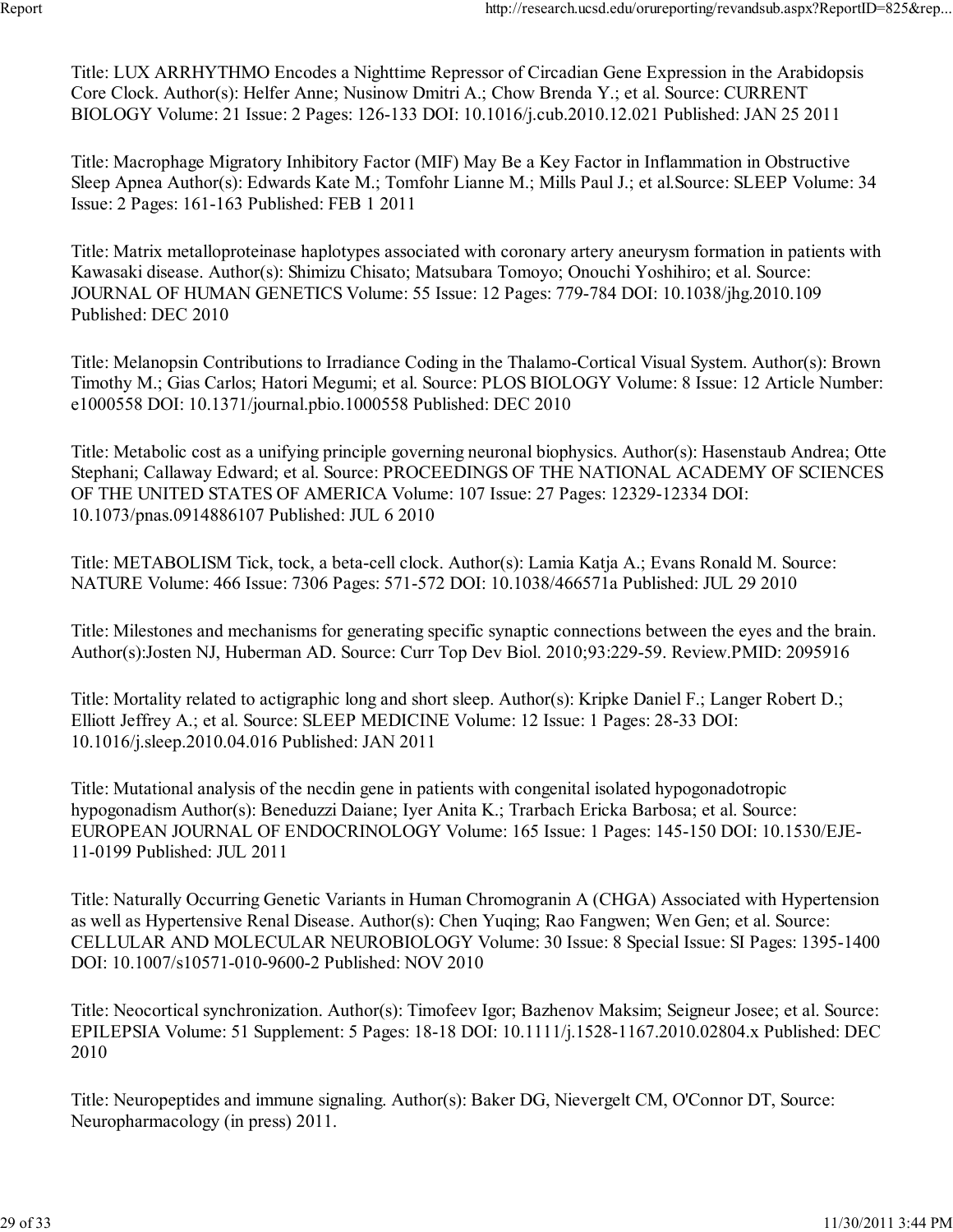Title: LUX ARRHYTHMO Encodes a Nighttime Repressor of Circadian Gene Expression in the Arabidopsis Core Clock. Author(s): Helfer Anne; Nusinow Dmitri A.; Chow Brenda Y.; et al. Source: CURRENT BIOLOGY Volume: 21 Issue: 2 Pages: 126-133 DOI: 10.1016/j.cub.2010.12.021 Published: JAN 25 2011

Title: Macrophage Migratory Inhibitory Factor (MIF) May Be a Key Factor in Inflammation in Obstructive Sleep Apnea Author(s): Edwards Kate M.; Tomfohr Lianne M.; Mills Paul J.; et al.Source: SLEEP Volume: 34 Issue: 2 Pages: 161-163 Published: FEB 1 2011

Title: Matrix metalloproteinase haplotypes associated with coronary artery aneurysm formation in patients with Kawasaki disease. Author(s): Shimizu Chisato; Matsubara Tomoyo; Onouchi Yoshihiro; et al. Source: JOURNAL OF HUMAN GENETICS Volume: 55 Issue: 12 Pages: 779-784 DOI: 10.1038/jhg.2010.109 Published: DEC 2010

Title: Melanopsin Contributions to Irradiance Coding in the Thalamo-Cortical Visual System. Author(s): Brown Timothy M.; Gias Carlos; Hatori Megumi; et al. Source: PLOS BIOLOGY Volume: 8 Issue: 12 Article Number: e1000558 DOI: 10.1371/journal.pbio.1000558 Published: DEC 2010

Title: Metabolic cost as a unifying principle governing neuronal biophysics. Author(s): Hasenstaub Andrea; Otte Stephani; Callaway Edward; et al. Source: PROCEEDINGS OF THE NATIONAL ACADEMY OF SCIENCES OF THE UNITED STATES OF AMERICA Volume: 107 Issue: 27 Pages: 12329-12334 DOI: 10.1073/pnas.0914886107 Published: JUL 6 2010

Title: METABOLISM Tick, tock, a beta-cell clock. Author(s): Lamia Katja A.; Evans Ronald M. Source: NATURE Volume: 466 Issue: 7306 Pages: 571-572 DOI: 10.1038/466571a Published: JUL 29 2010

Title: Milestones and mechanisms for generating specific synaptic connections between the eyes and the brain. Author(s):Josten NJ, Huberman AD. Source: Curr Top Dev Biol. 2010;93:229-59. Review.PMID: 2095916

Title: Mortality related to actigraphic long and short sleep. Author(s): Kripke Daniel F.; Langer Robert D.; Elliott Jeffrey A.; et al. Source: SLEEP MEDICINE Volume: 12 Issue: 1 Pages: 28-33 DOI: 10.1016/j.sleep.2010.04.016 Published: JAN 2011

Title: Mutational analysis of the necdin gene in patients with congenital isolated hypogonadotropic hypogonadism Author(s): Beneduzzi Daiane; Iyer Anita K.; Trarbach Ericka Barbosa; et al. Source: EUROPEAN JOURNAL OF ENDOCRINOLOGY Volume: 165 Issue: 1 Pages: 145-150 DOI: 10.1530/EJE-11-0199 Published: JUL 2011

Title: Naturally Occurring Genetic Variants in Human Chromogranin A (CHGA) Associated with Hypertension as well as Hypertensive Renal Disease. Author(s): Chen Yuqing; Rao Fangwen; Wen Gen; et al. Source: CELLULAR AND MOLECULAR NEUROBIOLOGY Volume: 30 Issue: 8 Special Issue: SI Pages: 1395-1400 DOI: 10.1007/s10571-010-9600-2 Published: NOV 2010

Title: Neocortical synchronization. Author(s): Timofeev Igor; Bazhenov Maksim; Seigneur Josee; et al. Source: EPILEPSIA Volume: 51 Supplement: 5 Pages: 18-18 DOI: 10.1111/j.1528-1167.2010.02804.x Published: DEC 2010

Title: Neuropeptides and immune signaling. Author(s): Baker DG, Nievergelt CM, O'Connor DT, Source: Neuropharmacology (in press) 2011.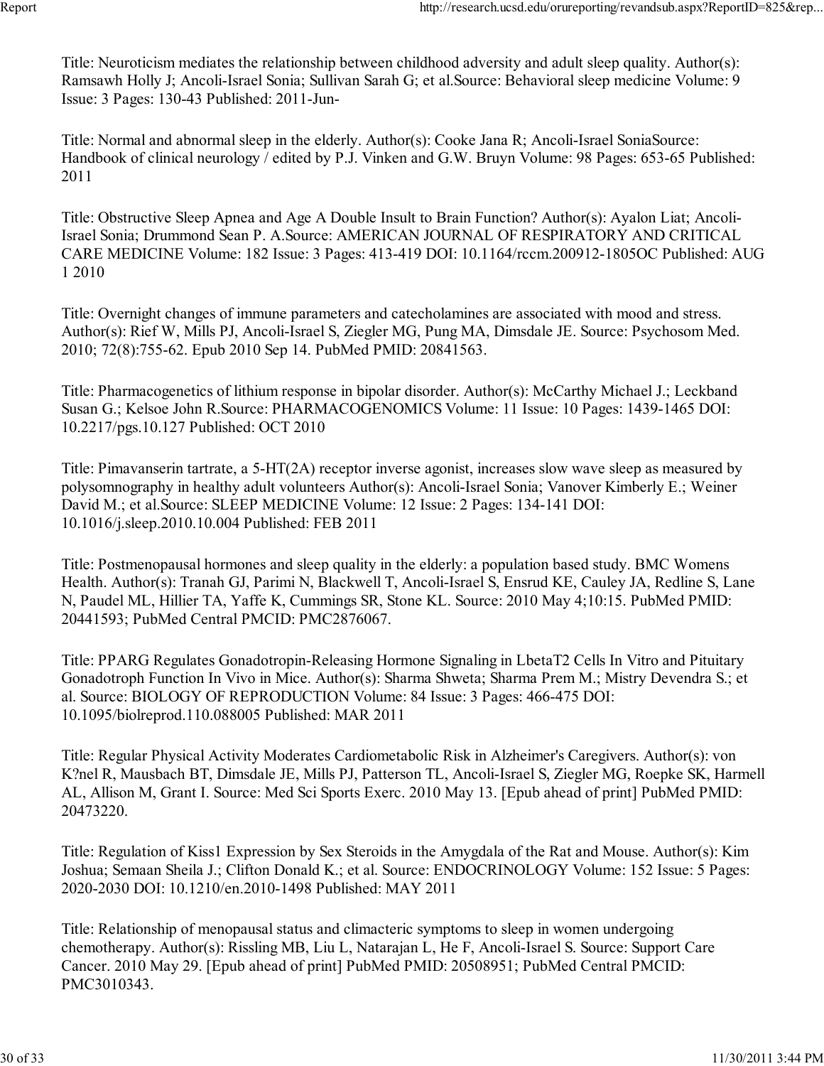Title: Neuroticism mediates the relationship between childhood adversity and adult sleep quality. Author(s): Ramsawh Holly J; Ancoli-Israel Sonia; Sullivan Sarah G; et al.Source: Behavioral sleep medicine Volume: 9 Issue: 3 Pages: 130-43 Published: 2011-Jun-

Title: Normal and abnormal sleep in the elderly. Author(s): Cooke Jana R; Ancoli-Israel SoniaSource: Handbook of clinical neurology / edited by P.J. Vinken and G.W. Bruyn Volume: 98 Pages: 653-65 Published: 2011

Title: Obstructive Sleep Apnea and Age A Double Insult to Brain Function? Author(s): Ayalon Liat; Ancoli-Israel Sonia; Drummond Sean P. A.Source: AMERICAN JOURNAL OF RESPIRATORY AND CRITICAL CARE MEDICINE Volume: 182 Issue: 3 Pages: 413-419 DOI: 10.1164/rccm.200912-1805OC Published: AUG 1 2010

Title: Overnight changes of immune parameters and catecholamines are associated with mood and stress. Author(s): Rief W, Mills PJ, Ancoli-Israel S, Ziegler MG, Pung MA, Dimsdale JE. Source: Psychosom Med. 2010; 72(8):755-62. Epub 2010 Sep 14. PubMed PMID: 20841563.

Title: Pharmacogenetics of lithium response in bipolar disorder. Author(s): McCarthy Michael J.; Leckband Susan G.; Kelsoe John R.Source: PHARMACOGENOMICS Volume: 11 Issue: 10 Pages: 1439-1465 DOI: 10.2217/pgs.10.127 Published: OCT 2010

Title: Pimavanserin tartrate, a 5-HT(2A) receptor inverse agonist, increases slow wave sleep as measured by polysomnography in healthy adult volunteers Author(s): Ancoli-Israel Sonia; Vanover Kimberly E.; Weiner David M.; et al.Source: SLEEP MEDICINE Volume: 12 Issue: 2 Pages: 134-141 DOI: 10.1016/j.sleep.2010.10.004 Published: FEB 2011

Title: Postmenopausal hormones and sleep quality in the elderly: a population based study. BMC Womens Health. Author(s): Tranah GJ, Parimi N, Blackwell T, Ancoli-Israel S, Ensrud KE, Cauley JA, Redline S, Lane N, Paudel ML, Hillier TA, Yaffe K, Cummings SR, Stone KL. Source: 2010 May 4;10:15. PubMed PMID: 20441593; PubMed Central PMCID: PMC2876067.

Title: PPARG Regulates Gonadotropin-Releasing Hormone Signaling in LbetaT2 Cells In Vitro and Pituitary Gonadotroph Function In Vivo in Mice. Author(s): Sharma Shweta; Sharma Prem M.; Mistry Devendra S.; et al. Source: BIOLOGY OF REPRODUCTION Volume: 84 Issue: 3 Pages: 466-475 DOI: 10.1095/biolreprod.110.088005 Published: MAR 2011

Title: Regular Physical Activity Moderates Cardiometabolic Risk in Alzheimer's Caregivers. Author(s): von K?nel R, Mausbach BT, Dimsdale JE, Mills PJ, Patterson TL, Ancoli-Israel S, Ziegler MG, Roepke SK, Harmell AL, Allison M, Grant I. Source: Med Sci Sports Exerc. 2010 May 13. [Epub ahead of print] PubMed PMID: 20473220.

Title: Regulation of Kiss1 Expression by Sex Steroids in the Amygdala of the Rat and Mouse. Author(s): Kim Joshua; Semaan Sheila J.; Clifton Donald K.; et al. Source: ENDOCRINOLOGY Volume: 152 Issue: 5 Pages: 2020-2030 DOI: 10.1210/en.2010-1498 Published: MAY 2011

Title: Relationship of menopausal status and climacteric symptoms to sleep in women undergoing chemotherapy. Author(s): Rissling MB, Liu L, Natarajan L, He F, Ancoli-Israel S. Source: Support Care Cancer. 2010 May 29. [Epub ahead of print] PubMed PMID: 20508951; PubMed Central PMCID: PMC3010343.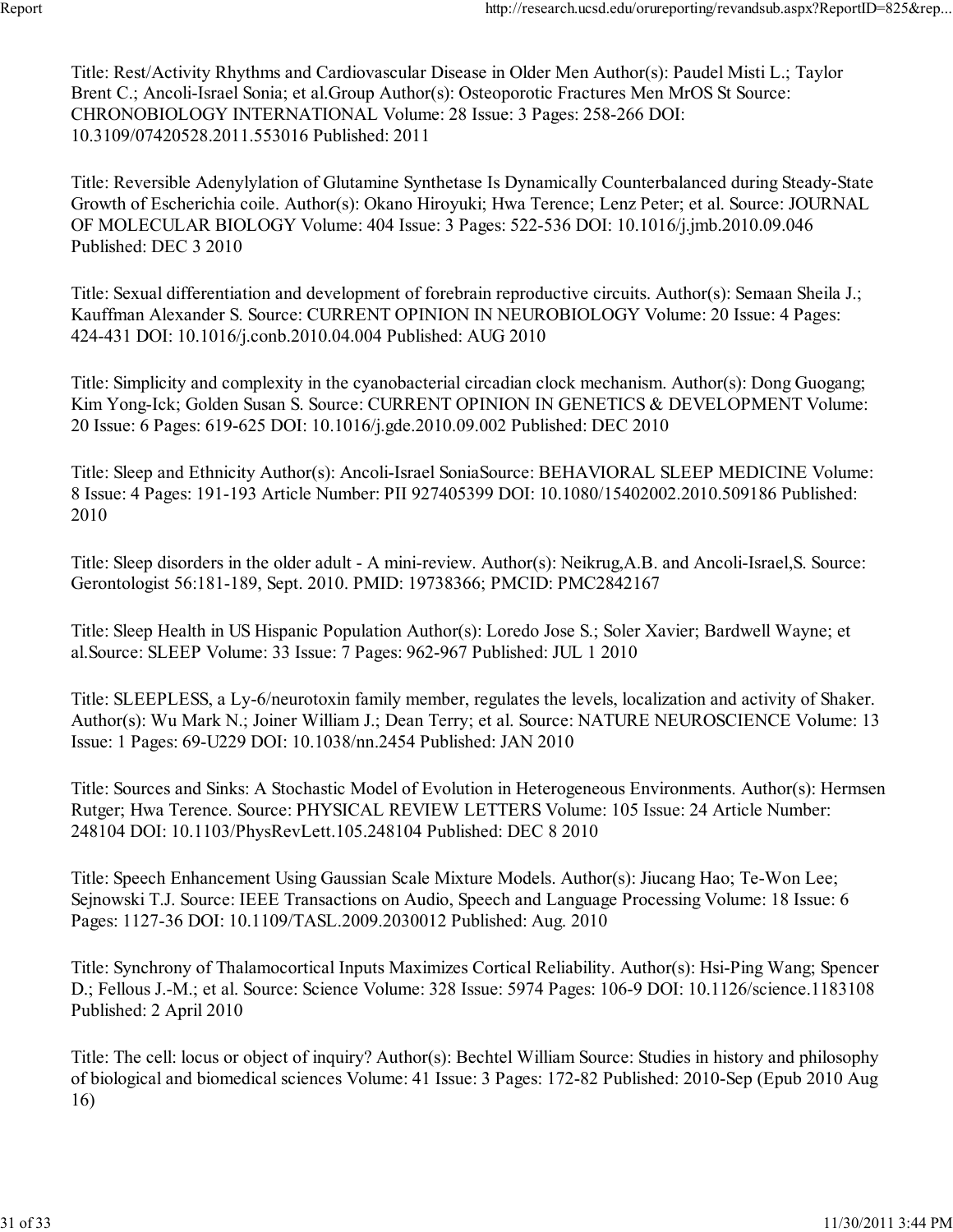Title: Rest/Activity Rhythms and Cardiovascular Disease in Older Men Author(s): Paudel Misti L.; Taylor Brent C.; Ancoli-Israel Sonia; et al.Group Author(s): Osteoporotic Fractures Men MrOS St Source: CHRONOBIOLOGY INTERNATIONAL Volume: 28 Issue: 3 Pages: 258-266 DOI: 10.3109/07420528.2011.553016 Published: 2011

Title: Reversible Adenylylation of Glutamine Synthetase Is Dynamically Counterbalanced during Steady-State Growth of Escherichia coile. Author(s): Okano Hiroyuki; Hwa Terence; Lenz Peter; et al. Source: JOURNAL OF MOLECULAR BIOLOGY Volume: 404 Issue: 3 Pages: 522-536 DOI: 10.1016/j.jmb.2010.09.046 Published: DEC 3 2010

Title: Sexual differentiation and development of forebrain reproductive circuits. Author(s): Semaan Sheila J.; Kauffman Alexander S. Source: CURRENT OPINION IN NEUROBIOLOGY Volume: 20 Issue: 4 Pages: 424-431 DOI: 10.1016/j.conb.2010.04.004 Published: AUG 2010

Title: Simplicity and complexity in the cyanobacterial circadian clock mechanism. Author(s): Dong Guogang; Kim Yong-Ick; Golden Susan S. Source: CURRENT OPINION IN GENETICS & DEVELOPMENT Volume: 20 Issue: 6 Pages: 619-625 DOI: 10.1016/j.gde.2010.09.002 Published: DEC 2010

Title: Sleep and Ethnicity Author(s): Ancoli-Israel SoniaSource: BEHAVIORAL SLEEP MEDICINE Volume: 8 Issue: 4 Pages: 191-193 Article Number: PII 927405399 DOI: 10.1080/15402002.2010.509186 Published: 2010

Title: Sleep disorders in the older adult - A mini-review. Author(s): Neikrug,A.B. and Ancoli-Israel,S. Source: Gerontologist 56:181-189, Sept. 2010. PMID: 19738366; PMCID: PMC2842167

Title: Sleep Health in US Hispanic Population Author(s): Loredo Jose S.; Soler Xavier; Bardwell Wayne; et al.Source: SLEEP Volume: 33 Issue: 7 Pages: 962-967 Published: JUL 1 2010

Title: SLEEPLESS, a Ly-6/neurotoxin family member, regulates the levels, localization and activity of Shaker. Author(s): Wu Mark N.; Joiner William J.; Dean Terry; et al. Source: NATURE NEUROSCIENCE Volume: 13 Issue: 1 Pages: 69-U229 DOI: 10.1038/nn.2454 Published: JAN 2010

Title: Sources and Sinks: A Stochastic Model of Evolution in Heterogeneous Environments. Author(s): Hermsen Rutger; Hwa Terence. Source: PHYSICAL REVIEW LETTERS Volume: 105 Issue: 24 Article Number: 248104 DOI: 10.1103/PhysRevLett.105.248104 Published: DEC 8 2010

Title: Speech Enhancement Using Gaussian Scale Mixture Models. Author(s): Jiucang Hao; Te-Won Lee; Sejnowski T.J. Source: IEEE Transactions on Audio, Speech and Language Processing Volume: 18 Issue: 6 Pages: 1127-36 DOI: 10.1109/TASL.2009.2030012 Published: Aug. 2010

Title: Synchrony of Thalamocortical Inputs Maximizes Cortical Reliability. Author(s): Hsi-Ping Wang; Spencer D.; Fellous J.-M.; et al. Source: Science Volume: 328 Issue: 5974 Pages: 106-9 DOI: 10.1126/science.1183108 Published: 2 April 2010

Title: The cell: locus or object of inquiry? Author(s): Bechtel William Source: Studies in history and philosophy of biological and biomedical sciences Volume: 41 Issue: 3 Pages: 172-82 Published: 2010-Sep (Epub 2010 Aug 16)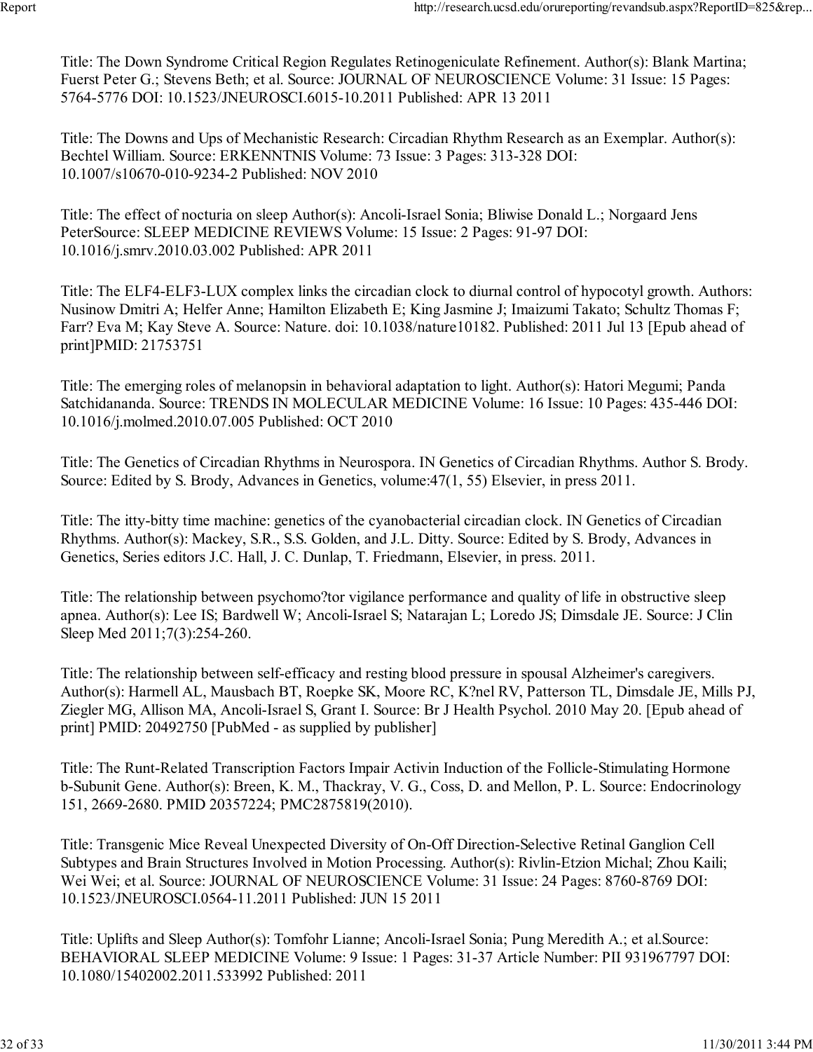Title: The Down Syndrome Critical Region Regulates Retinogeniculate Refinement. Author(s): Blank Martina; Fuerst Peter G.; Stevens Beth; et al. Source: JOURNAL OF NEUROSCIENCE Volume: 31 Issue: 15 Pages: 5764-5776 DOI: 10.1523/JNEUROSCI.6015-10.2011 Published: APR 13 2011

Title: The Downs and Ups of Mechanistic Research: Circadian Rhythm Research as an Exemplar. Author(s): Bechtel William. Source: ERKENNTNIS Volume: 73 Issue: 3 Pages: 313-328 DOI: 10.1007/s10670-010-9234-2 Published: NOV 2010

Title: The effect of nocturia on sleep Author(s): Ancoli-Israel Sonia; Bliwise Donald L.; Norgaard Jens PeterSource: SLEEP MEDICINE REVIEWS Volume: 15 Issue: 2 Pages: 91-97 DOI: 10.1016/j.smrv.2010.03.002 Published: APR 2011

Title: The ELF4-ELF3-LUX complex links the circadian clock to diurnal control of hypocotyl growth. Authors: Nusinow Dmitri A; Helfer Anne; Hamilton Elizabeth E; King Jasmine J; Imaizumi Takato; Schultz Thomas F; Farr? Eva M; Kay Steve A. Source: Nature. doi: 10.1038/nature10182. Published: 2011 Jul 13 [Epub ahead of print]PMID: 21753751

Title: The emerging roles of melanopsin in behavioral adaptation to light. Author(s): Hatori Megumi; Panda Satchidananda. Source: TRENDS IN MOLECULAR MEDICINE Volume: 16 Issue: 10 Pages: 435-446 DOI: 10.1016/j.molmed.2010.07.005 Published: OCT 2010

Title: The Genetics of Circadian Rhythms in Neurospora. IN Genetics of Circadian Rhythms. Author S. Brody. Source: Edited by S. Brody, Advances in Genetics, volume:47(1, 55) Elsevier, in press 2011.

Title: The itty-bitty time machine: genetics of the cyanobacterial circadian clock. IN Genetics of Circadian Rhythms. Author(s): Mackey, S.R., S.S. Golden, and J.L. Ditty. Source: Edited by S. Brody, Advances in Genetics, Series editors J.C. Hall, J. C. Dunlap, T. Friedmann, Elsevier, in press. 2011.

Title: The relationship between psychomo?tor vigilance performance and quality of life in obstructive sleep apnea. Author(s): Lee IS; Bardwell W; Ancoli-Israel S; Natarajan L; Loredo JS; Dimsdale JE. Source: J Clin Sleep Med 2011;7(3):254-260.

Title: The relationship between self-efficacy and resting blood pressure in spousal Alzheimer's caregivers. Author(s): Harmell AL, Mausbach BT, Roepke SK, Moore RC, K?nel RV, Patterson TL, Dimsdale JE, Mills PJ, Ziegler MG, Allison MA, Ancoli-Israel S, Grant I. Source: Br J Health Psychol. 2010 May 20. [Epub ahead of print] PMID: 20492750 [PubMed - as supplied by publisher]

Title: The Runt-Related Transcription Factors Impair Activin Induction of the Follicle-Stimulating Hormone b-Subunit Gene. Author(s): Breen, K. M., Thackray, V. G., Coss, D. and Mellon, P. L. Source: Endocrinology 151, 2669-2680. PMID 20357224; PMC2875819(2010).

Title: Transgenic Mice Reveal Unexpected Diversity of On-Off Direction-Selective Retinal Ganglion Cell Subtypes and Brain Structures Involved in Motion Processing. Author(s): Rivlin-Etzion Michal; Zhou Kaili; Wei Wei; et al. Source: JOURNAL OF NEUROSCIENCE Volume: 31 Issue: 24 Pages: 8760-8769 DOI: 10.1523/JNEUROSCI.0564-11.2011 Published: JUN 15 2011

Title: Uplifts and Sleep Author(s): Tomfohr Lianne; Ancoli-Israel Sonia; Pung Meredith A.; et al.Source: BEHAVIORAL SLEEP MEDICINE Volume: 9 Issue: 1 Pages: 31-37 Article Number: PII 931967797 DOI: 10.1080/15402002.2011.533992 Published: 2011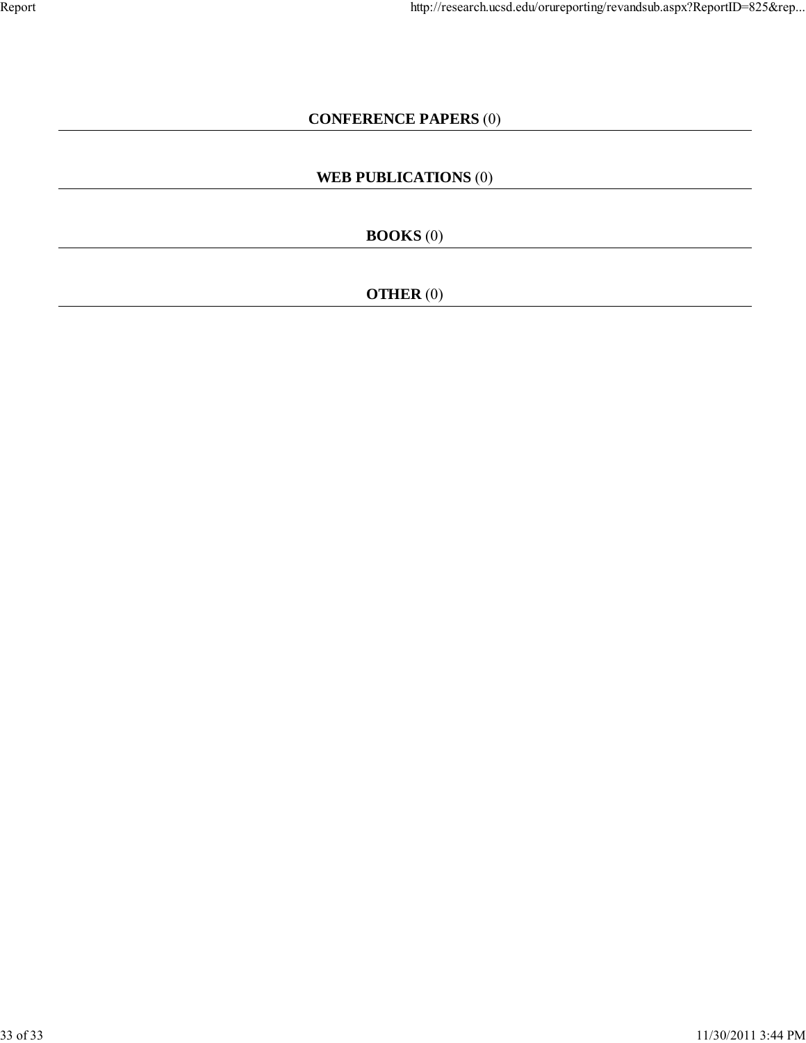**CONFERENCE PAPERS** (0)

---

**WEB PUBLICATIONS** (0)

---

**BOOKS** (0)

---

**OTHER** (0)

---